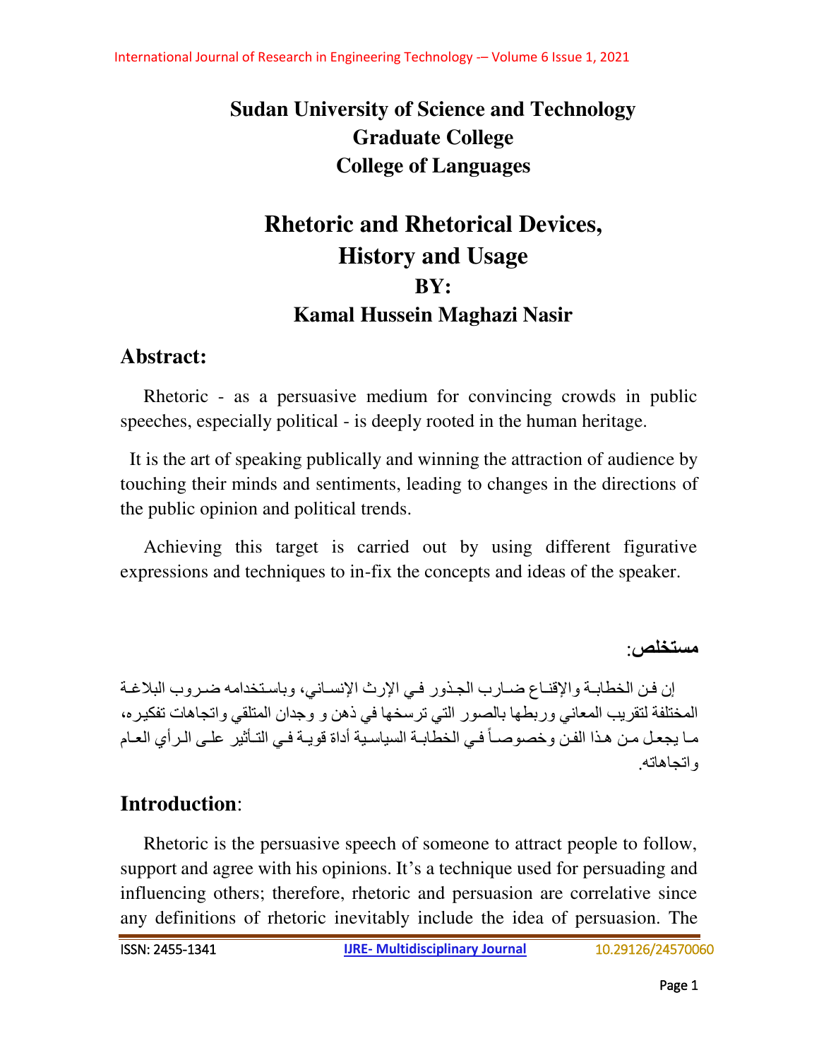**Sudan University of Science and Technology**
**Graduate College**
**College of Languages**

# Rhetoric and Rhetorical Devices, History and Usage

**BY:**
**Kamal Hussein Maghazi Nasir**

## Abstract:

Rhetoric - as a persuasive medium for convincing crowds in public speeches, especially political - is deeply rooted in the human heritage.

It is the art of speaking publically and winning the attraction of audience by touching their minds and sentiments, leading to changes in the directions of the public opinion and political trends.

Achieving this target is carried out by using different figurative expressions and techniques to in-fix the concepts and ideas of the speaker.

## مستخلص:

إن فن الخطابة والإقناع ضارب الجذور في الإرث الإنساني، وباستخدامه ضروب البلاغة المختلفة لتقريب المعاني وربطها بالصور التي ترسخها في ذهن و وجدان المتلقي واتجاهات تفكيره، ما يجعل من هذا الفن وخصوصاً في الخطابة السياسية أداة قوية في التأثير على الرأي العام واتجاهاته.

## Introduction:

Rhetoric is the persuasive speech of someone to attract people to follow, support and agree with his opinions. It's a technique used for persuading and influencing others; therefore, rhetoric and persuasion are correlative since any definitions of rhetoric inevitably include the idea of persuasion. The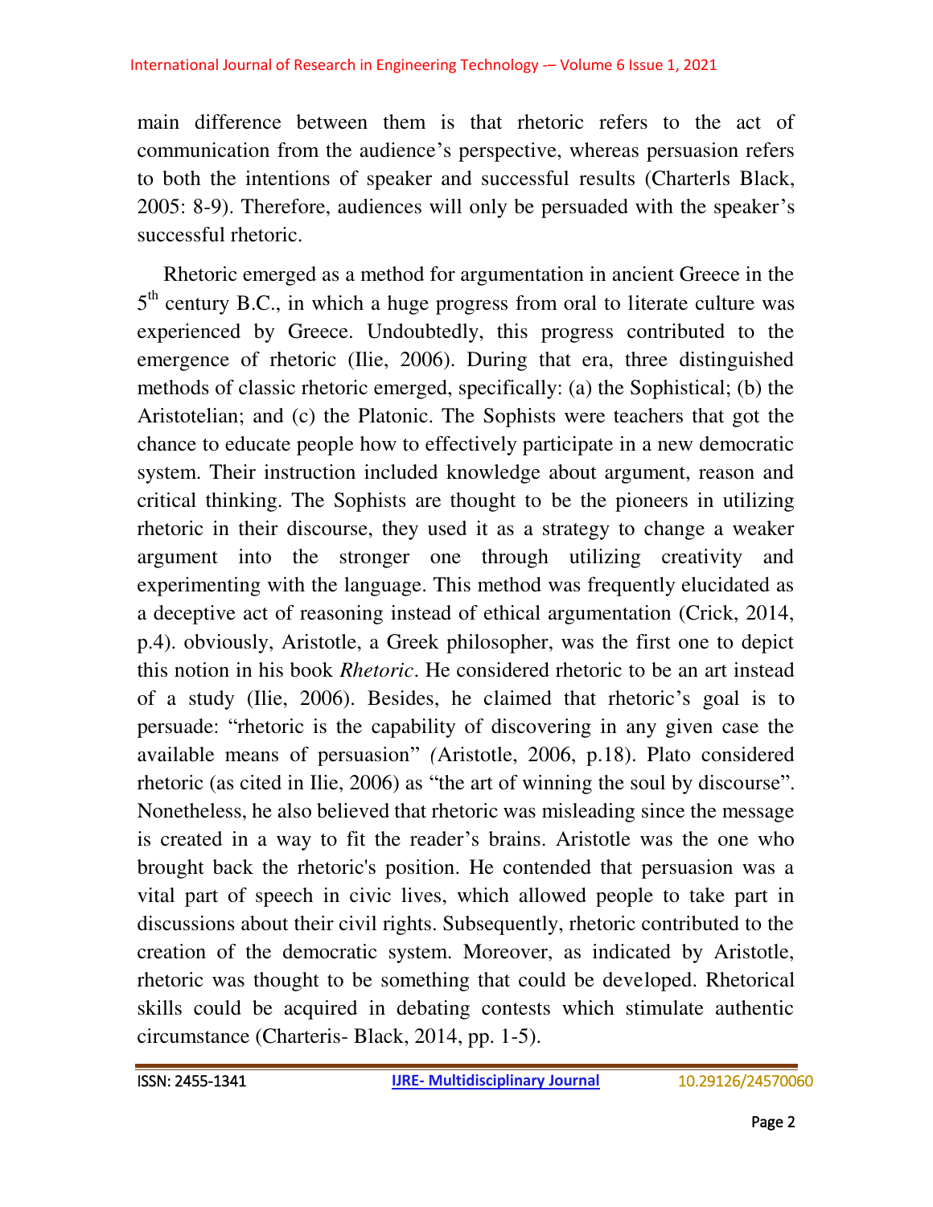main difference between them is that rhetoric refers to the act of communication from the audience's perspective, whereas persuasion refers to both the intentions of speaker and successful results (Charterls Black, 2005: 8-9). Therefore, audiences will only be persuaded with the speaker's successful rhetoric.

Rhetoric emerged as a method for argumentation in ancient Greece in the 5th century B.C., in which a huge progress from oral to literate culture was experienced by Greece. Undoubtedly, this progress contributed to the emergence of rhetoric (Ilie, 2006). During that era, three distinguished methods of classic rhetoric emerged, specifically: (a) the Sophistical; (b) the Aristotelian; and (c) the Platonic. The Sophists were teachers that got the chance to educate people how to effectively participate in a new democratic system. Their instruction included knowledge about argument, reason and critical thinking. The Sophists are thought to be the pioneers in utilizing rhetoric in their discourse, they used it as a strategy to change a weaker argument into the stronger one through utilizing creativity and experimenting with the language. This method was frequently elucidated as a deceptive act of reasoning instead of ethical argumentation (Crick, 2014, p.4). obviously, Aristotle, a Greek philosopher, was the first one to depict this notion in his book *Rhetoric*. He considered rhetoric to be an art instead of a study (Ilie, 2006). Besides, he claimed that rhetoric's goal is to persuade: "rhetoric is the capability of discovering in any given case the available means of persuasion" (Aristotle, 2006, p.18). Plato considered rhetoric (as cited in Ilie, 2006) as "the art of winning the soul by discourse". Nonetheless, he also believed that rhetoric was misleading since the message is created in a way to fit the reader's brains. Aristotle was the one who brought back the rhetoric's position. He contended that persuasion was a vital part of speech in civic lives, which allowed people to take part in discussions about their civil rights. Subsequently, rhetoric contributed to the creation of the democratic system. Moreover, as indicated by Aristotle, rhetoric was thought to be something that could be developed. Rhetorical skills could be acquired in debating contests which stimulate authentic circumstance (Charteris- Black, 2014, pp. 1-5).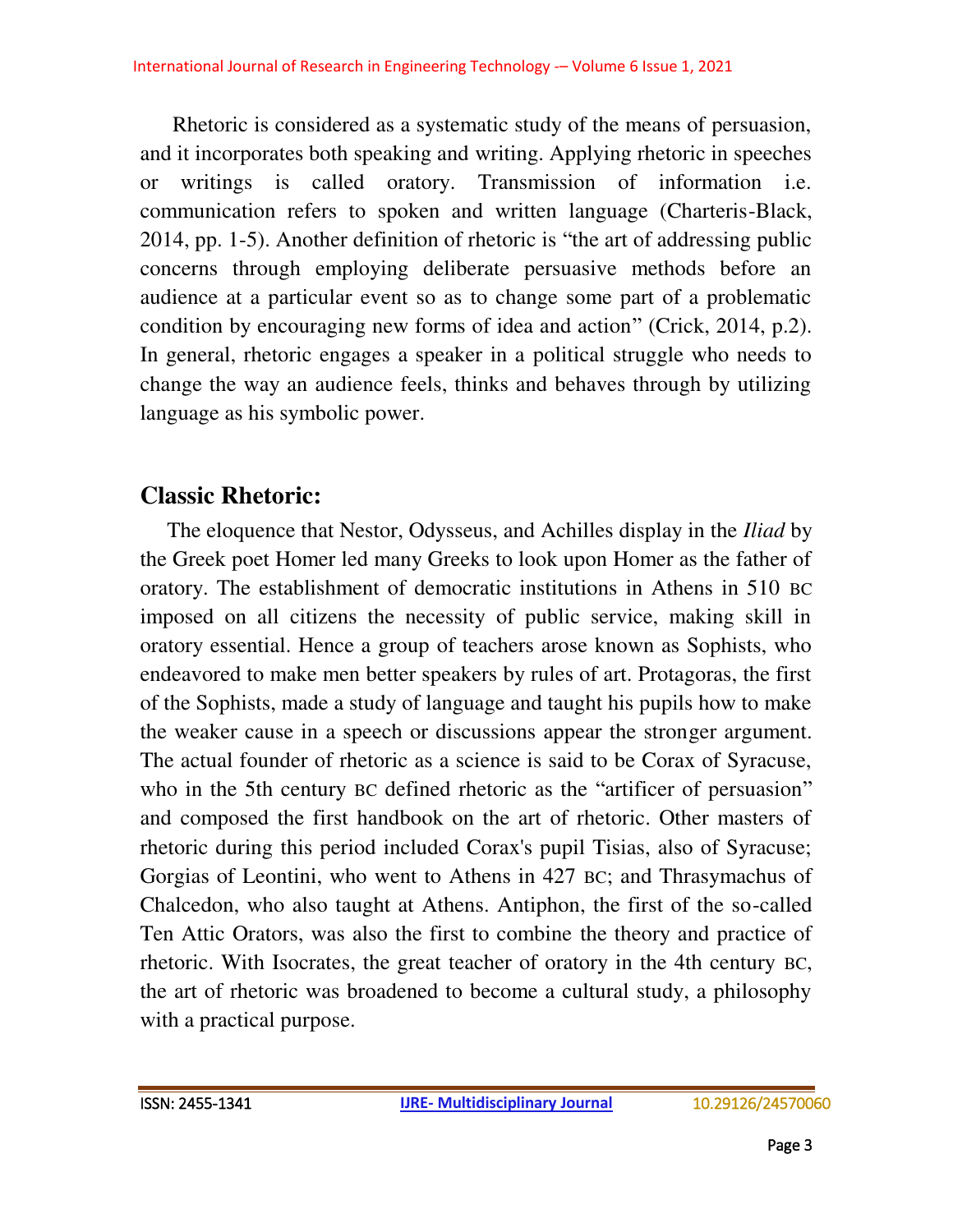Rhetoric is considered as a systematic study of the means of persuasion, and it incorporates both speaking and writing. Applying rhetoric in speeches or writings is called oratory. Transmission of information i.e. communication refers to spoken and written language (Charteris-Black, 2014, pp. 1-5). Another definition of rhetoric is "the art of addressing public concerns through employing deliberate persuasive methods before an audience at a particular event so as to change some part of a problematic condition by encouraging new forms of idea and action" (Crick, 2014, p.2). In general, rhetoric engages a speaker in a political struggle who needs to change the way an audience feels, thinks and behaves through by utilizing language as his symbolic power.

## Classic Rhetoric:

The eloquence that Nestor, Odysseus, and Achilles display in the *Iliad* by the Greek poet Homer led many Greeks to look upon Homer as the father of oratory. The establishment of democratic institutions in Athens in 510 BC imposed on all citizens the necessity of public service, making skill in oratory essential. Hence a group of teachers arose known as Sophists, who endeavored to make men better speakers by rules of art. Protagoras, the first of the Sophists, made a study of language and taught his pupils how to make the weaker cause in a speech or discussions appear the stronger argument. The actual founder of rhetoric as a science is said to be Corax of Syracuse, who in the 5th century BC defined rhetoric as the "artificer of persuasion" and composed the first handbook on the art of rhetoric. Other masters of rhetoric during this period included Corax's pupil Tisias, also of Syracuse; Gorgias of Leontini, who went to Athens in 427 BC; and Thrasymachus of Chalcedon, who also taught at Athens. Antiphon, the first of the so-called Ten Attic Orators, was also the first to combine the theory and practice of rhetoric. With Isocrates, the great teacher of oratory in the 4th century BC, the art of rhetoric was broadened to become a cultural study, a philosophy with a practical purpose.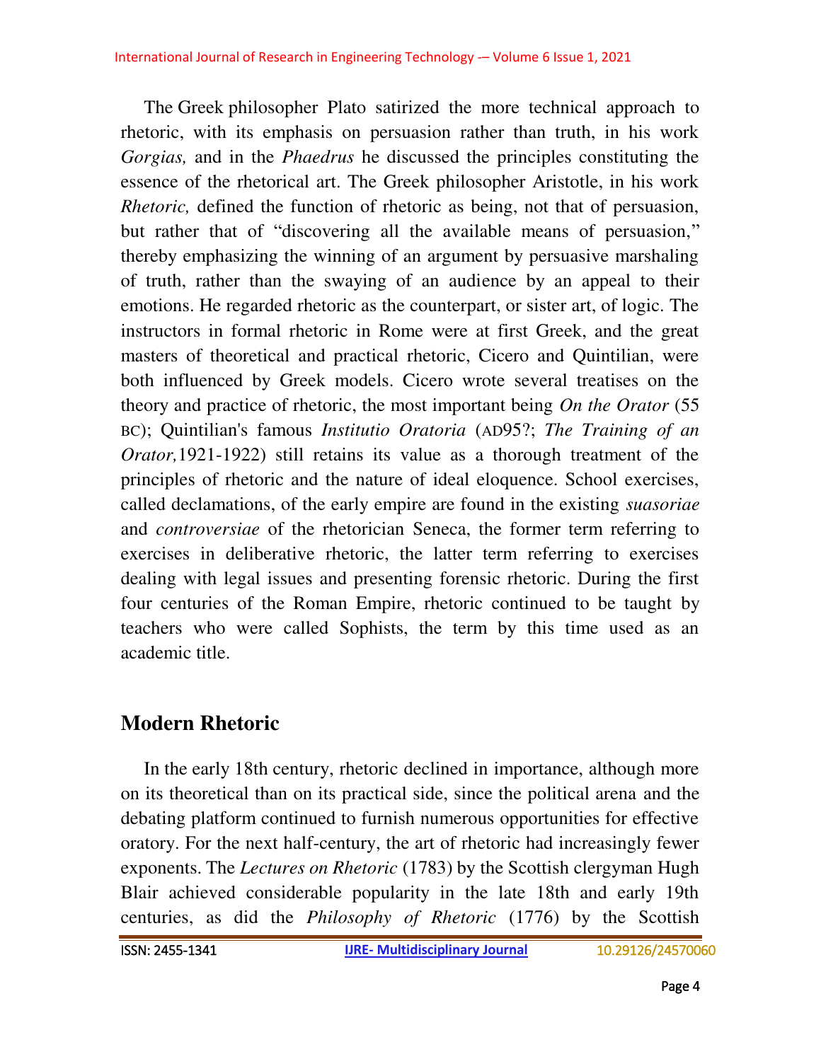The Greek philosopher Plato satirized the more technical approach to rhetoric, with its emphasis on persuasion rather than truth, in his work *Gorgias,* and in the *Phaedrus* he discussed the principles constituting the essence of the rhetorical art. The Greek philosopher Aristotle, in his work *Rhetoric,* defined the function of rhetoric as being, not that of persuasion, but rather that of "discovering all the available means of persuasion," thereby emphasizing the winning of an argument by persuasive marshaling of truth, rather than the swaying of an audience by an appeal to their emotions. He regarded rhetoric as the counterpart, or sister art, of logic. The instructors in formal rhetoric in Rome were at first Greek, and the great masters of theoretical and practical rhetoric, Cicero and Quintilian, were both influenced by Greek models. Cicero wrote several treatises on the theory and practice of rhetoric, the most important being *On the Orator* (55 BC); Quintilian's famous *Institutio Oratoria* (AD95?; *The Training of an Orator,*1921-1922) still retains its value as a thorough treatment of the principles of rhetoric and the nature of ideal eloquence. School exercises, called declamations, of the early empire are found in the existing *suasoriae* and *controversiae* of the rhetorician Seneca, the former term referring to exercises in deliberative rhetoric, the latter term referring to exercises dealing with legal issues and presenting forensic rhetoric. During the first four centuries of the Roman Empire, rhetoric continued to be taught by teachers who were called Sophists, the term by this time used as an academic title.

## Modern Rhetoric

In the early 18th century, rhetoric declined in importance, although more on its theoretical than on its practical side, since the political arena and the debating platform continued to furnish numerous opportunities for effective oratory. For the next half-century, the art of rhetoric had increasingly fewer exponents. The *Lectures on Rhetoric* (1783) by the Scottish clergyman Hugh Blair achieved considerable popularity in the late 18th and early 19th centuries, as did the *Philosophy of Rhetoric* (1776) by the Scottish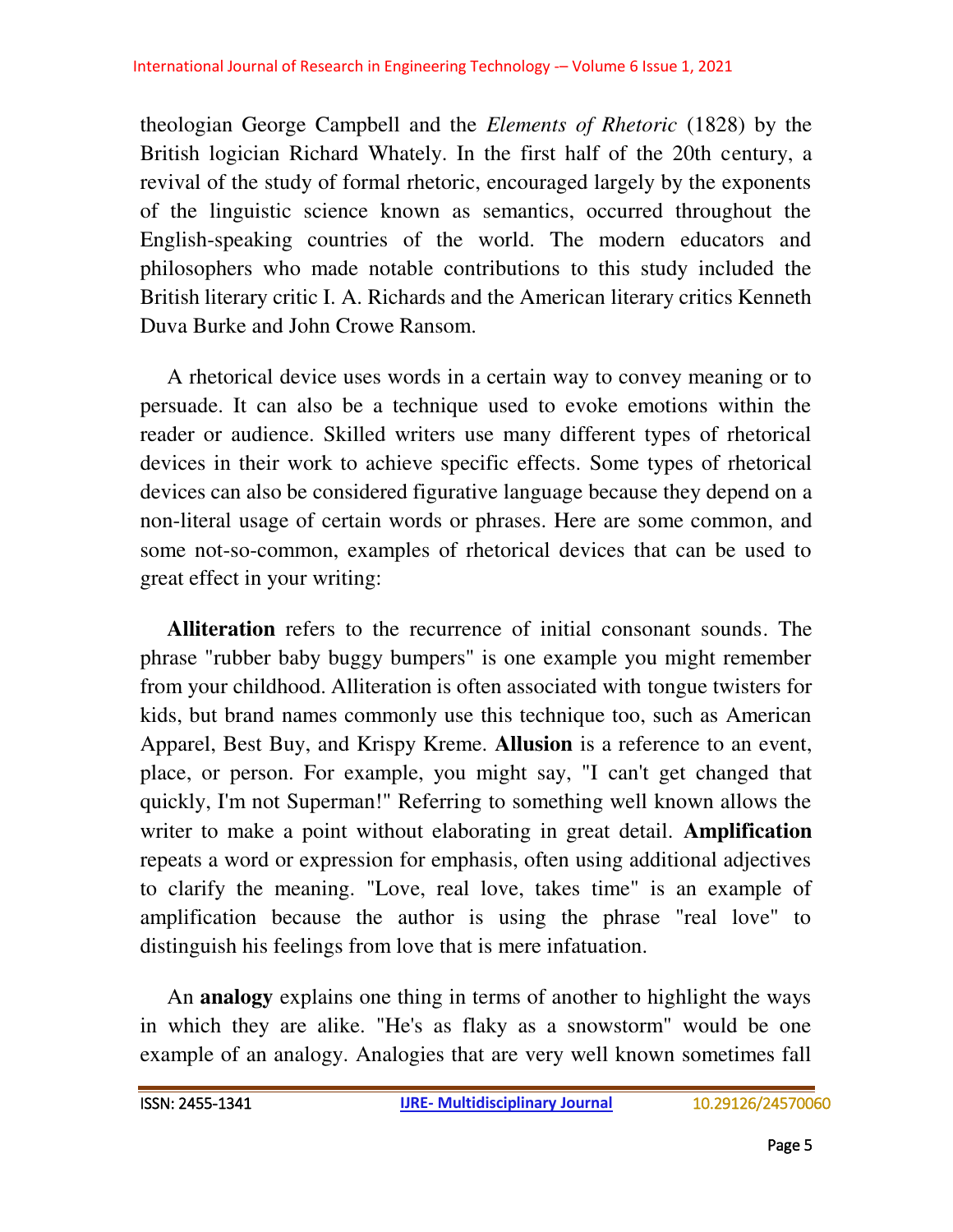theologian George Campbell and the *Elements of Rhetoric* (1828) by the British logician Richard Whately. In the first half of the 20th century, a revival of the study of formal rhetoric, encouraged largely by the exponents of the linguistic science known as semantics, occurred throughout the English-speaking countries of the world. The modern educators and philosophers who made notable contributions to this study included the British literary critic I. A. Richards and the American literary critics Kenneth Duva Burke and John Crowe Ransom.

A rhetorical device uses words in a certain way to convey meaning or to persuade. It can also be a technique used to evoke emotions within the reader or audience. Skilled writers use many different types of rhetorical devices in their work to achieve specific effects. Some types of rhetorical devices can also be considered figurative language because they depend on a non-literal usage of certain words or phrases. Here are some common, and some not-so-common, examples of rhetorical devices that can be used to great effect in your writing:

**Alliteration** refers to the recurrence of initial consonant sounds. The phrase "rubber baby buggy bumpers" is one example you might remember from your childhood. Alliteration is often associated with tongue twisters for kids, but brand names commonly use this technique too, such as American Apparel, Best Buy, and Krispy Kreme. **Allusion** is a reference to an event, place, or person. For example, you might say, "I can't get changed that quickly, I'm not Superman!" Referring to something well known allows the writer to make a point without elaborating in great detail. **Amplification** repeats a word or expression for emphasis, often using additional adjectives to clarify the meaning. "Love, real love, takes time" is an example of amplification because the author is using the phrase "real love" to distinguish his feelings from love that is mere infatuation.

An **analogy** explains one thing in terms of another to highlight the ways in which they are alike. "He's as flaky as a snowstorm" would be one example of an analogy. Analogies that are very well known sometimes fall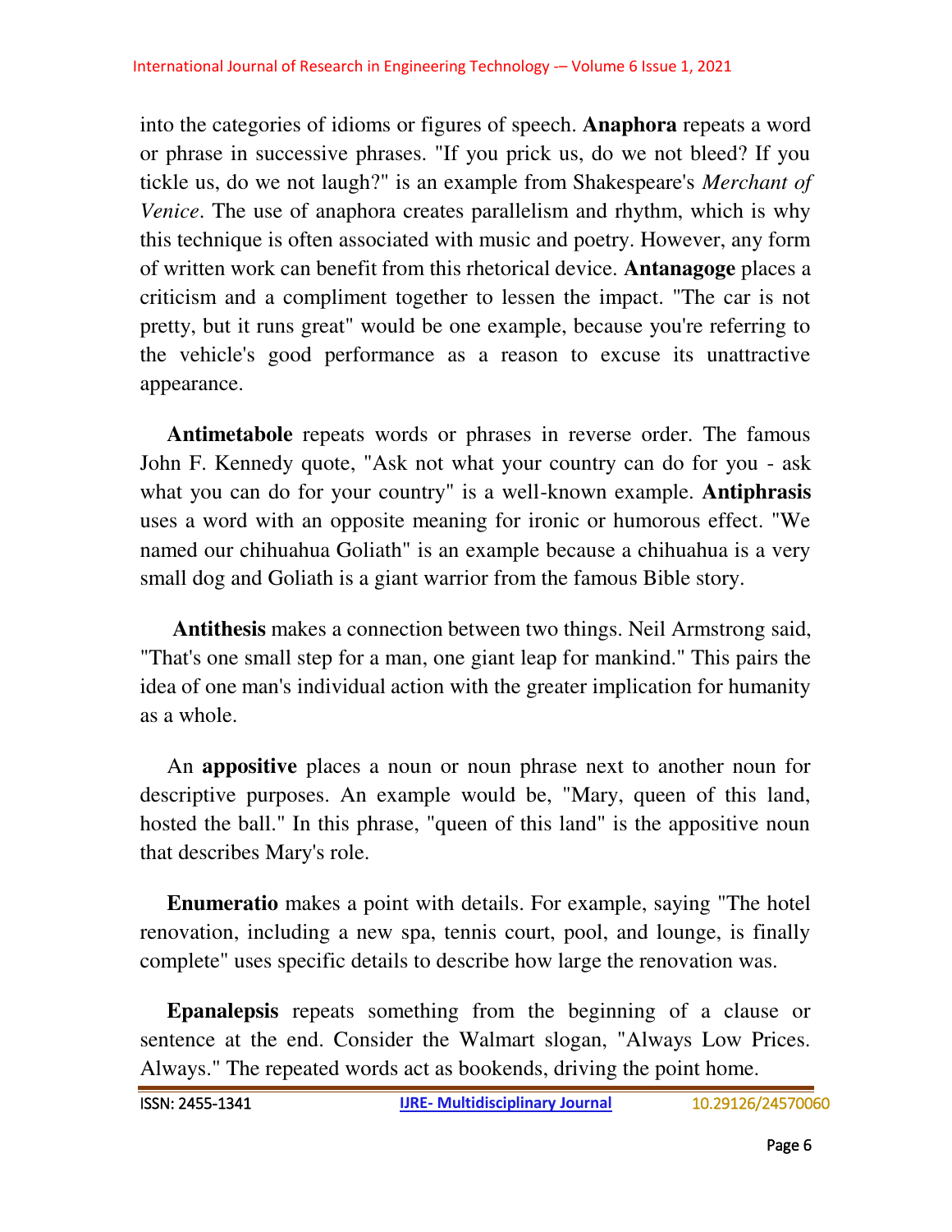into the categories of idioms or figures of speech. **Anaphora** repeats a word or phrase in successive phrases. "If you prick us, do we not bleed? If you tickle us, do we not laugh?" is an example from Shakespeare's *Merchant of Venice*. The use of anaphora creates parallelism and rhythm, which is why this technique is often associated with music and poetry. However, any form of written work can benefit from this rhetorical device. **Antanagoge** places a criticism and a compliment together to lessen the impact. "The car is not pretty, but it runs great" would be one example, because you're referring to the vehicle's good performance as a reason to excuse its unattractive appearance.

**Antimetabole** repeats words or phrases in reverse order. The famous John F. Kennedy quote, "Ask not what your country can do for you - ask what you can do for your country" is a well-known example. **Antiphrasis** uses a word with an opposite meaning for ironic or humorous effect. "We named our chihuahua Goliath" is an example because a chihuahua is a very small dog and Goliath is a giant warrior from the famous Bible story.

**Antithesis** makes a connection between two things. Neil Armstrong said, "That's one small step for a man, one giant leap for mankind." This pairs the idea of one man's individual action with the greater implication for humanity as a whole.

An **appositive** places a noun or noun phrase next to another noun for descriptive purposes. An example would be, "Mary, queen of this land, hosted the ball." In this phrase, "queen of this land" is the appositive noun that describes Mary's role.

**Enumeratio** makes a point with details. For example, saying "The hotel renovation, including a new spa, tennis court, pool, and lounge, is finally complete" uses specific details to describe how large the renovation was.

**Epanalepsis** repeats something from the beginning of a clause or sentence at the end. Consider the Walmart slogan, "Always Low Prices. Always." The repeated words act as bookends, driving the point home.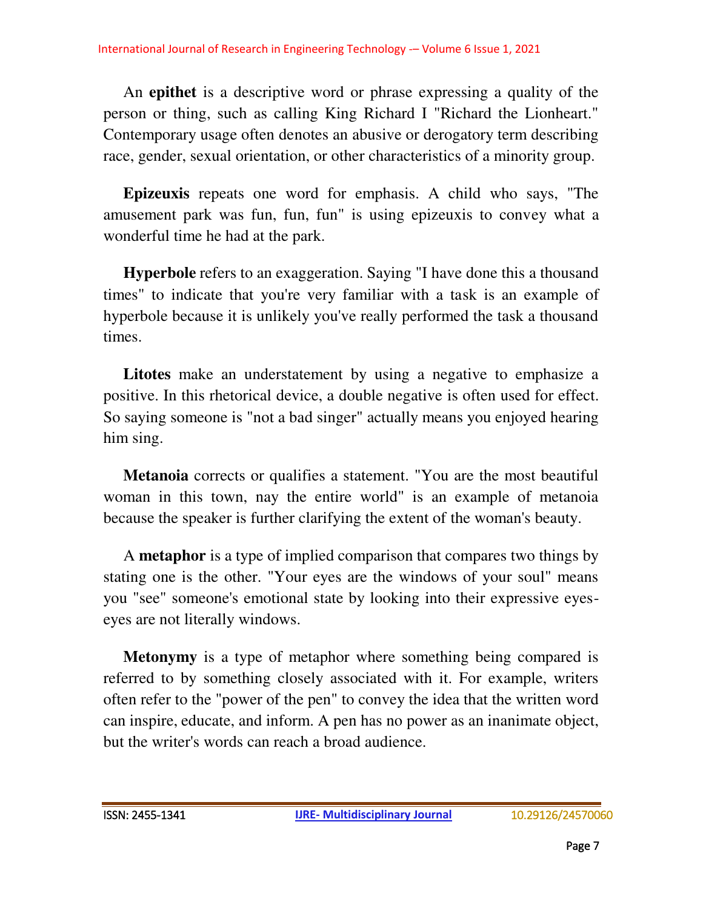An **epithet** is a descriptive word or phrase expressing a quality of the person or thing, such as calling King Richard I "Richard the Lionheart." Contemporary usage often denotes an abusive or derogatory term describing race, gender, sexual orientation, or other characteristics of a minority group.

**Epizeuxis** repeats one word for emphasis. A child who says, "The amusement park was fun, fun, fun" is using epizeuxis to convey what a wonderful time he had at the park.

**Hyperbole** refers to an exaggeration. Saying "I have done this a thousand times" to indicate that you're very familiar with a task is an example of hyperbole because it is unlikely you've really performed the task a thousand times.

**Litotes** make an understatement by using a negative to emphasize a positive. In this rhetorical device, a double negative is often used for effect. So saying someone is "not a bad singer" actually means you enjoyed hearing him sing.

**Metanoia** corrects or qualifies a statement. "You are the most beautiful woman in this town, nay the entire world" is an example of metanoia because the speaker is further clarifying the extent of the woman's beauty.

A **metaphor** is a type of implied comparison that compares two things by stating one is the other. "Your eyes are the windows of your soul" means you "see" someone's emotional state by looking into their expressive eyes-eyes are not literally windows.

**Metonymy** is a type of metaphor where something being compared is referred to by something closely associated with it. For example, writers often refer to the "power of the pen" to convey the idea that the written word can inspire, educate, and inform. A pen has no power as an inanimate object, but the writer's words can reach a broad audience.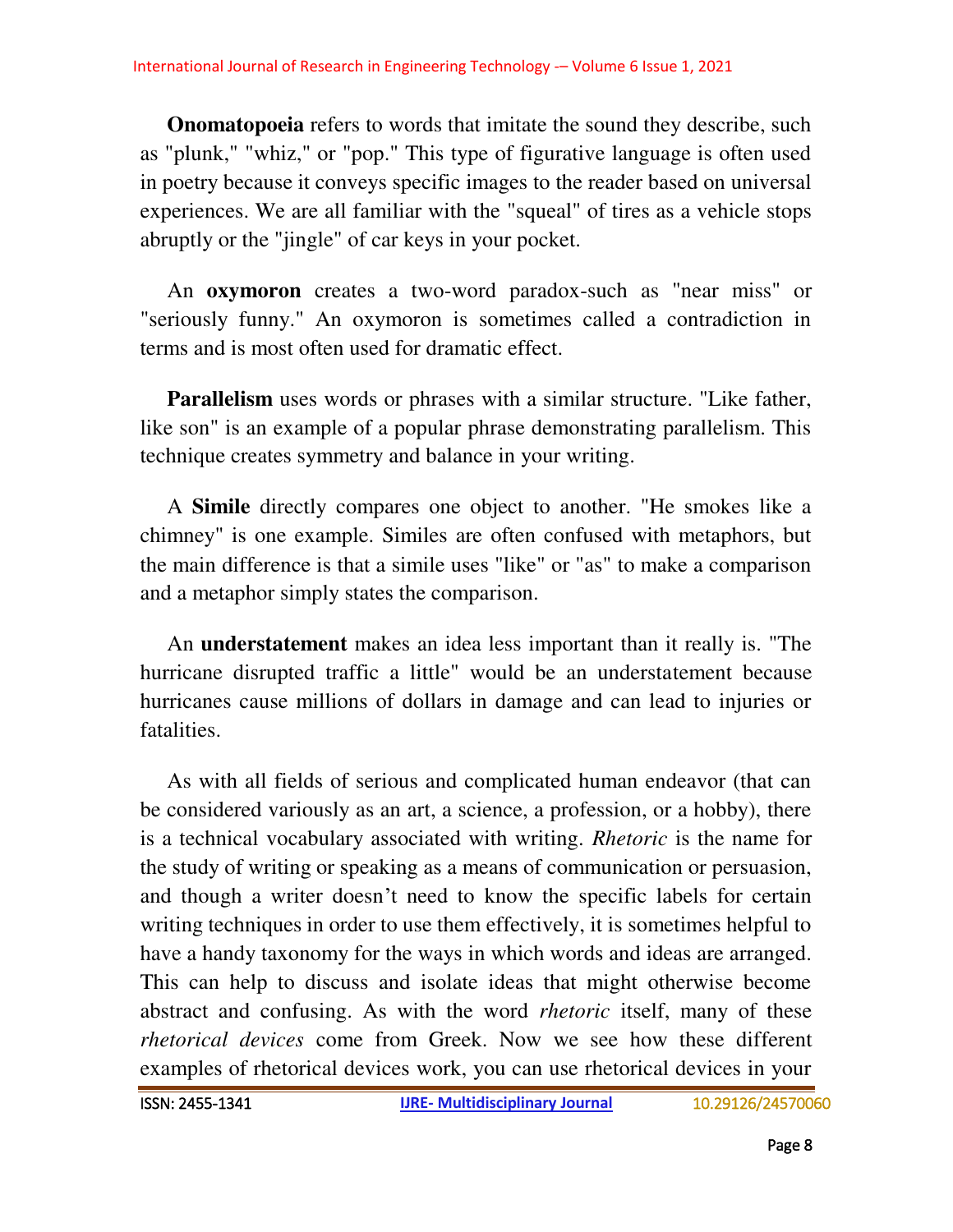**Onomatopoeia** refers to words that imitate the sound they describe, such as "plunk," "whiz," or "pop." This type of figurative language is often used in poetry because it conveys specific images to the reader based on universal experiences. We are all familiar with the "squeal" of tires as a vehicle stops abruptly or the "jingle" of car keys in your pocket.

An **oxymoron** creates a two-word paradox-such as "near miss" or "seriously funny." An oxymoron is sometimes called a contradiction in terms and is most often used for dramatic effect.

**Parallelism** uses words or phrases with a similar structure. "Like father, like son" is an example of a popular phrase demonstrating parallelism. This technique creates symmetry and balance in your writing.

A **Simile** directly compares one object to another. "He smokes like a chimney" is one example. Similes are often confused with metaphors, but the main difference is that a simile uses "like" or "as" to make a comparison and a metaphor simply states the comparison.

An **understatement** makes an idea less important than it really is. "The hurricane disrupted traffic a little" would be an understatement because hurricanes cause millions of dollars in damage and can lead to injuries or fatalities.

As with all fields of serious and complicated human endeavor (that can be considered variously as an art, a science, a profession, or a hobby), there is a technical vocabulary associated with writing. *Rhetoric* is the name for the study of writing or speaking as a means of communication or persuasion, and though a writer doesn't need to know the specific labels for certain writing techniques in order to use them effectively, it is sometimes helpful to have a handy taxonomy for the ways in which words and ideas are arranged. This can help to discuss and isolate ideas that might otherwise become abstract and confusing. As with the word *rhetoric* itself, many of these *rhetorical devices* come from Greek. Now we see how these different examples of rhetorical devices work, you can use rhetorical devices in your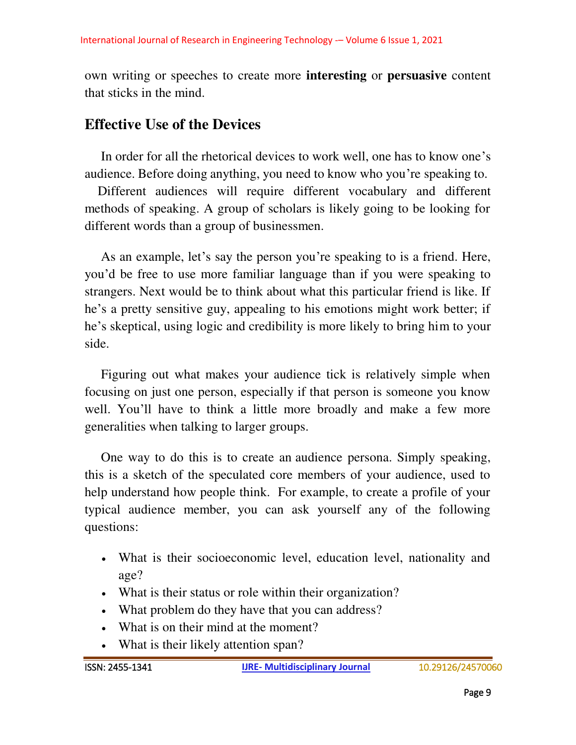own writing or speeches to create more **interesting** or **persuasive** content that sticks in the mind.

## Effective Use of the Devices

In order for all the rhetorical devices to work well, one has to know one's audience. Before doing anything, you need to know who you're speaking to.

Different audiences will require different vocabulary and different methods of speaking. A group of scholars is likely going to be looking for different words than a group of businessmen.

As an example, let's say the person you're speaking to is a friend. Here, you'd be free to use more familiar language than if you were speaking to strangers. Next would be to think about what this particular friend is like. If he's a pretty sensitive guy, appealing to his emotions might work better; if he's skeptical, using logic and credibility is more likely to bring him to your side.

Figuring out what makes your audience tick is relatively simple when focusing on just one person, especially if that person is someone you know well. You'll have to think a little more broadly and make a few more generalities when talking to larger groups.

One way to do this is to create an audience persona. Simply speaking, this is a sketch of the speculated core members of your audience, used to help understand how people think. For example, to create a profile of your typical audience member, you can ask yourself any of the following questions:

- What is their socioeconomic level, education level, nationality and age?
- What is their status or role within their organization?
- What problem do they have that you can address?
- What is on their mind at the moment?
- What is their likely attention span?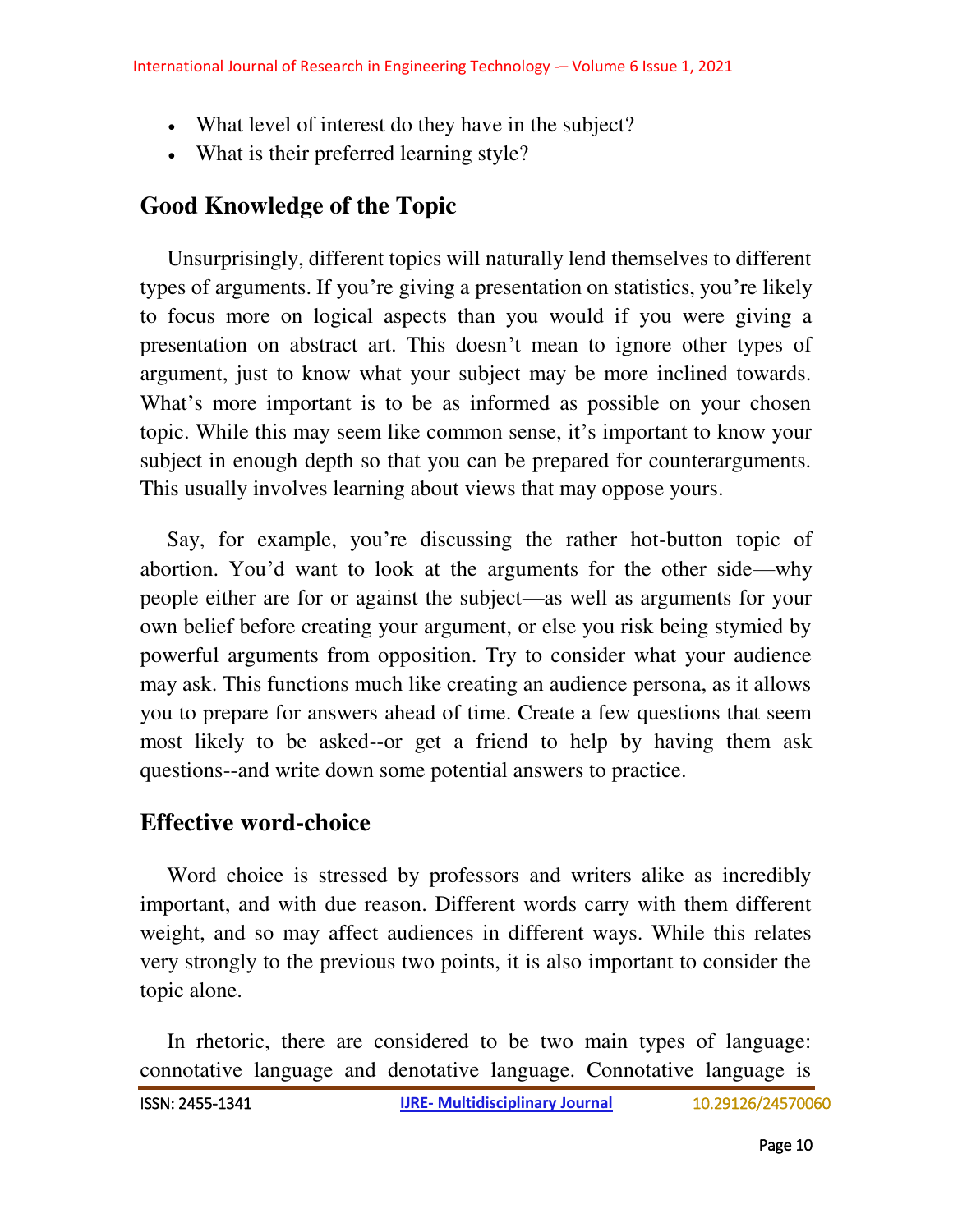- What level of interest do they have in the subject?
- What is their preferred learning style?

## Good Knowledge of the Topic

Unsurprisingly, different topics will naturally lend themselves to different types of arguments. If you're giving a presentation on statistics, you're likely to focus more on logical aspects than you would if you were giving a presentation on abstract art. This doesn't mean to ignore other types of argument, just to know what your subject may be more inclined towards. What's more important is to be as informed as possible on your chosen topic. While this may seem like common sense, it's important to know your subject in enough depth so that you can be prepared for counterarguments. This usually involves learning about views that may oppose yours.

Say, for example, you're discussing the rather hot-button topic of abortion. You'd want to look at the arguments for the other side—why people either are for or against the subject—as well as arguments for your own belief before creating your argument, or else you risk being stymied by powerful arguments from opposition. Try to consider what your audience may ask. This functions much like creating an audience persona, as it allows you to prepare for answers ahead of time. Create a few questions that seem most likely to be asked--or get a friend to help by having them ask questions--and write down some potential answers to practice.

## Effective word-choice

Word choice is stressed by professors and writers alike as incredibly important, and with due reason. Different words carry with them different weight, and so may affect audiences in different ways. While this relates very strongly to the previous two points, it is also important to consider the topic alone.

In rhetoric, there are considered to be two main types of language: connotative language and denotative language. Connotative language is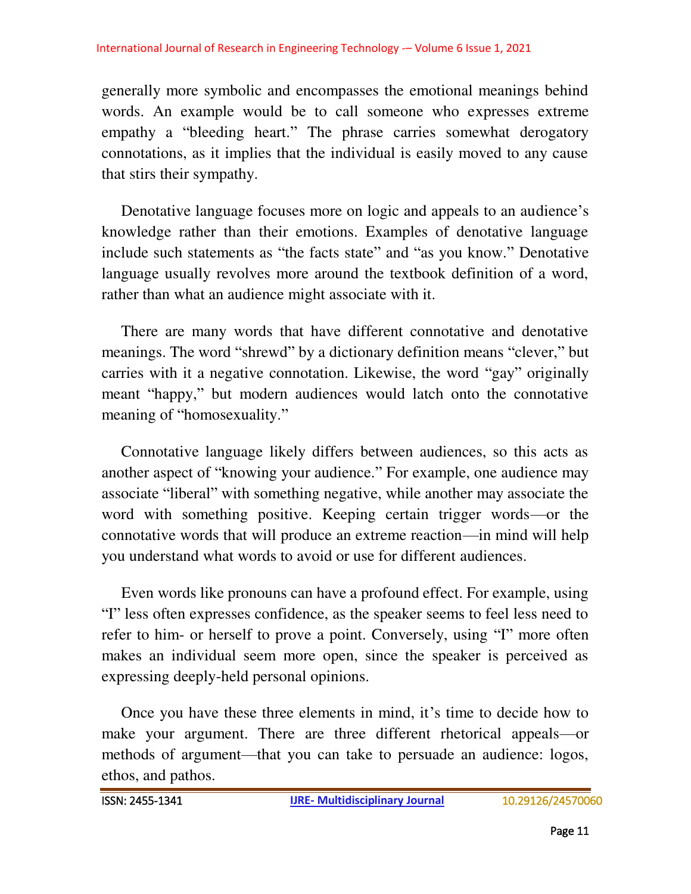generally more symbolic and encompasses the emotional meanings behind words. An example would be to call someone who expresses extreme empathy a “bleeding heart.” The phrase carries somewhat derogatory connotations, as it implies that the individual is easily moved to any cause that stirs their sympathy.

Denotative language focuses more on logic and appeals to an audience’s knowledge rather than their emotions. Examples of denotative language include such statements as “the facts state” and “as you know.” Denotative language usually revolves more around the textbook definition of a word, rather than what an audience might associate with it.

There are many words that have different connotative and denotative meanings. The word “shrewd” by a dictionary definition means “clever,” but carries with it a negative connotation. Likewise, the word “gay” originally meant “happy,” but modern audiences would latch onto the connotative meaning of “homosexuality.”

Connotative language likely differs between audiences, so this acts as another aspect of “knowing your audience.” For example, one audience may associate “liberal” with something negative, while another may associate the word with something positive. Keeping certain trigger words—or the connotative words that will produce an extreme reaction—in mind will help you understand what words to avoid or use for different audiences.

Even words like pronouns can have a profound effect. For example, using “I” less often expresses confidence, as the speaker seems to feel less need to refer to him- or herself to prove a point. Conversely, using “I” more often makes an individual seem more open, since the speaker is perceived as expressing deeply-held personal opinions.

Once you have these three elements in mind, it’s time to decide how to make your argument. There are three different rhetorical appeals—or methods of argument—that you can take to persuade an audience: logos, ethos, and pathos.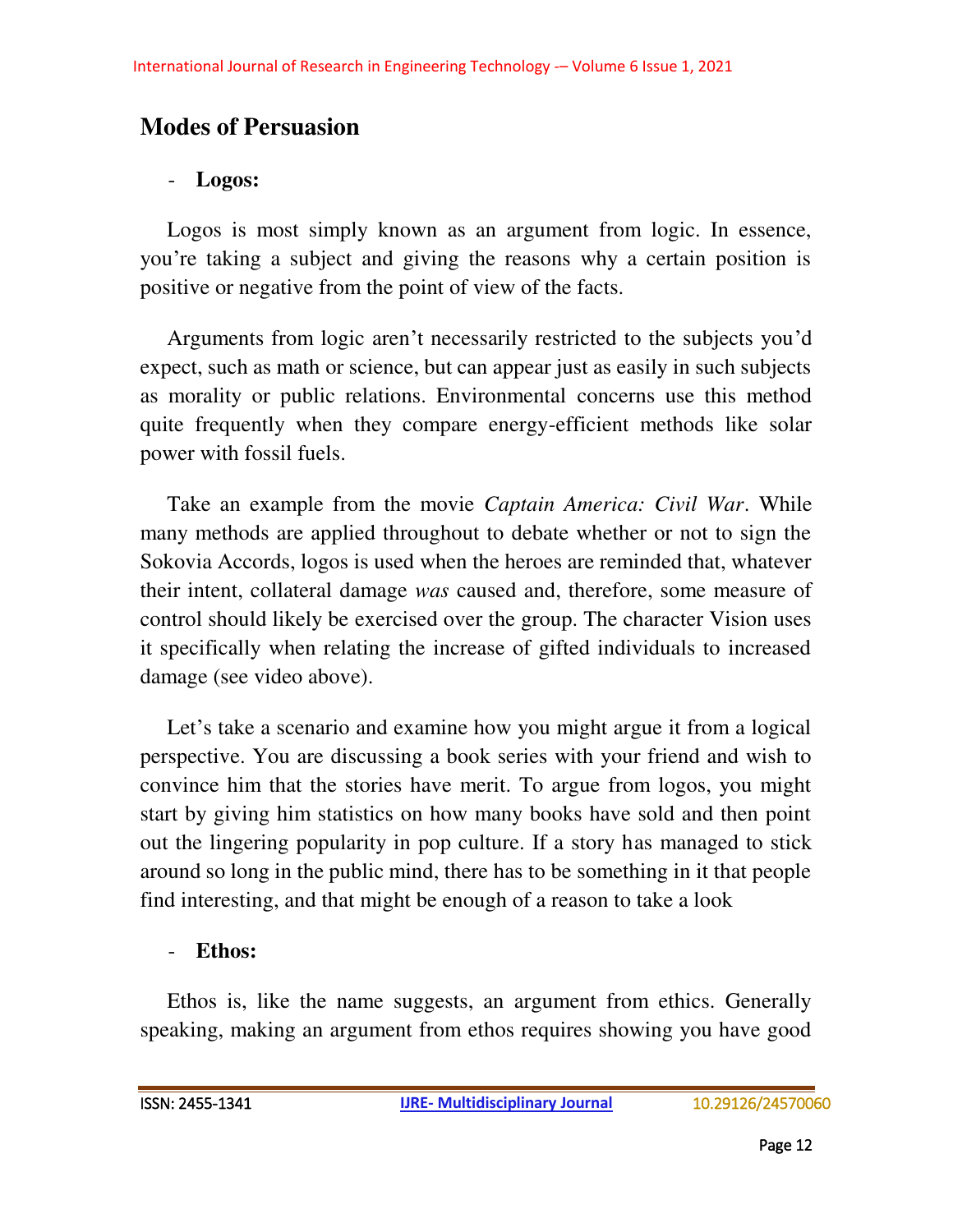## Modes of Persuasion

- **Logos:**

Logos is most simply known as an argument from logic. In essence, you're taking a subject and giving the reasons why a certain position is positive or negative from the point of view of the facts.

Arguments from logic aren't necessarily restricted to the subjects you'd expect, such as math or science, but can appear just as easily in such subjects as morality or public relations. Environmental concerns use this method quite frequently when they compare energy-efficient methods like solar power with fossil fuels.

Take an example from the movie *Captain America: Civil War*. While many methods are applied throughout to debate whether or not to sign the Sokovia Accords, logos is used when the heroes are reminded that, whatever their intent, collateral damage *was* caused and, therefore, some measure of control should likely be exercised over the group. The character Vision uses it specifically when relating the increase of gifted individuals to increased damage (see video above).

Let's take a scenario and examine how you might argue it from a logical perspective. You are discussing a book series with your friend and wish to convince him that the stories have merit. To argue from logos, you might start by giving him statistics on how many books have sold and then point out the lingering popularity in pop culture. If a story has managed to stick around so long in the public mind, there has to be something in it that people find interesting, and that might be enough of a reason to take a look

- **Ethos:**

Ethos is, like the name suggests, an argument from ethics. Generally speaking, making an argument from ethos requires showing you have good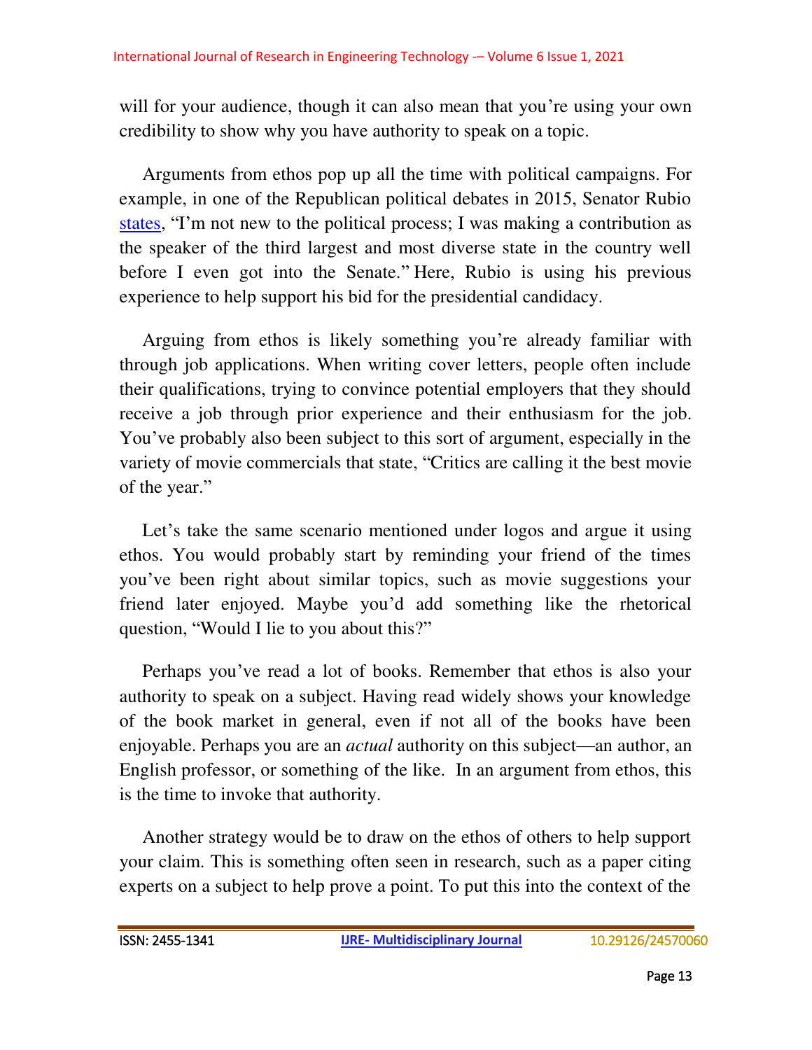will for your audience, though it can also mean that you're using your own credibility to show why you have authority to speak on a topic.

Arguments from ethos pop up all the time with political campaigns. For example, in one of the Republican political debates in 2015, Senator Rubio states, "I'm not new to the political process; I was making a contribution as the speaker of the third largest and most diverse state in the country well before I even got into the Senate." Here, Rubio is using his previous experience to help support his bid for the presidential candidacy.

Arguing from ethos is likely something you're already familiar with through job applications. When writing cover letters, people often include their qualifications, trying to convince potential employers that they should receive a job through prior experience and their enthusiasm for the job. You've probably also been subject to this sort of argument, especially in the variety of movie commercials that state, "Critics are calling it the best movie of the year."

Let's take the same scenario mentioned under logos and argue it using ethos. You would probably start by reminding your friend of the times you've been right about similar topics, such as movie suggestions your friend later enjoyed. Maybe you'd add something like the rhetorical question, "Would I lie to you about this?"

Perhaps you've read a lot of books. Remember that ethos is also your authority to speak on a subject. Having read widely shows your knowledge of the book market in general, even if not all of the books have been enjoyable. Perhaps you are an *actual* authority on this subject—an author, an English professor, or something of the like. In an argument from ethos, this is the time to invoke that authority.

Another strategy would be to draw on the ethos of others to help support your claim. This is something often seen in research, such as a paper citing experts on a subject to help prove a point. To put this into the context of the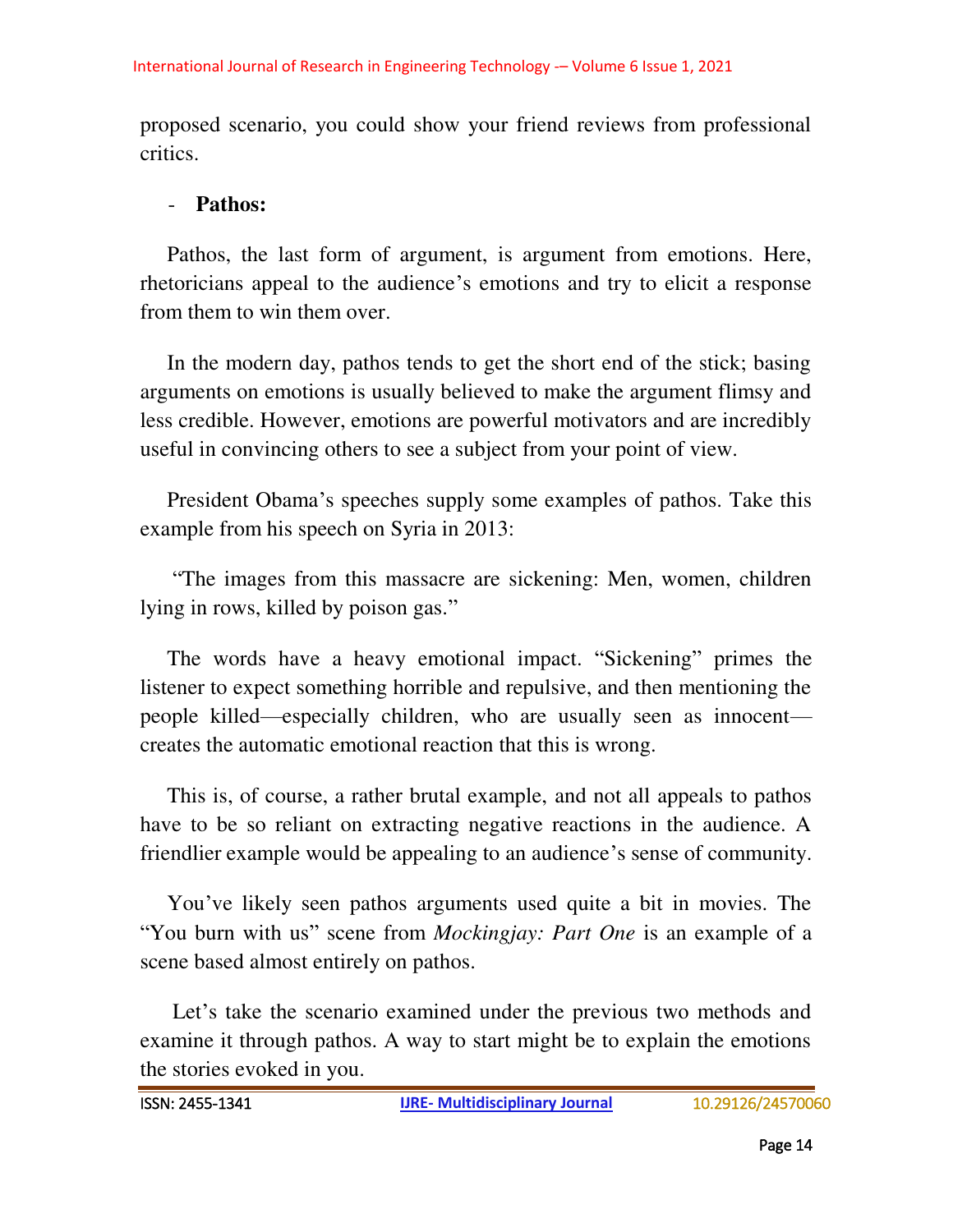proposed scenario, you could show your friend reviews from professional critics.

- **Pathos:**

Pathos, the last form of argument, is argument from emotions. Here, rhetoricians appeal to the audience's emotions and try to elicit a response from them to win them over.

In the modern day, pathos tends to get the short end of the stick; basing arguments on emotions is usually believed to make the argument flimsy and less credible. However, emotions are powerful motivators and are incredibly useful in convincing others to see a subject from your point of view.

President Obama's speeches supply some examples of pathos. Take this example from his speech on Syria in 2013:

"The images from this massacre are sickening: Men, women, children lying in rows, killed by poison gas."

The words have a heavy emotional impact. "Sickening" primes the listener to expect something horrible and repulsive, and then mentioning the people killed—especially children, who are usually seen as innocent—creates the automatic emotional reaction that this is wrong.

This is, of course, a rather brutal example, and not all appeals to pathos have to be so reliant on extracting negative reactions in the audience. A friendlier example would be appealing to an audience's sense of community.

You've likely seen pathos arguments used quite a bit in movies. The "You burn with us" scene from *Mockingjay: Part One* is an example of a scene based almost entirely on pathos.

Let's take the scenario examined under the previous two methods and examine it through pathos. A way to start might be to explain the emotions the stories evoked in you.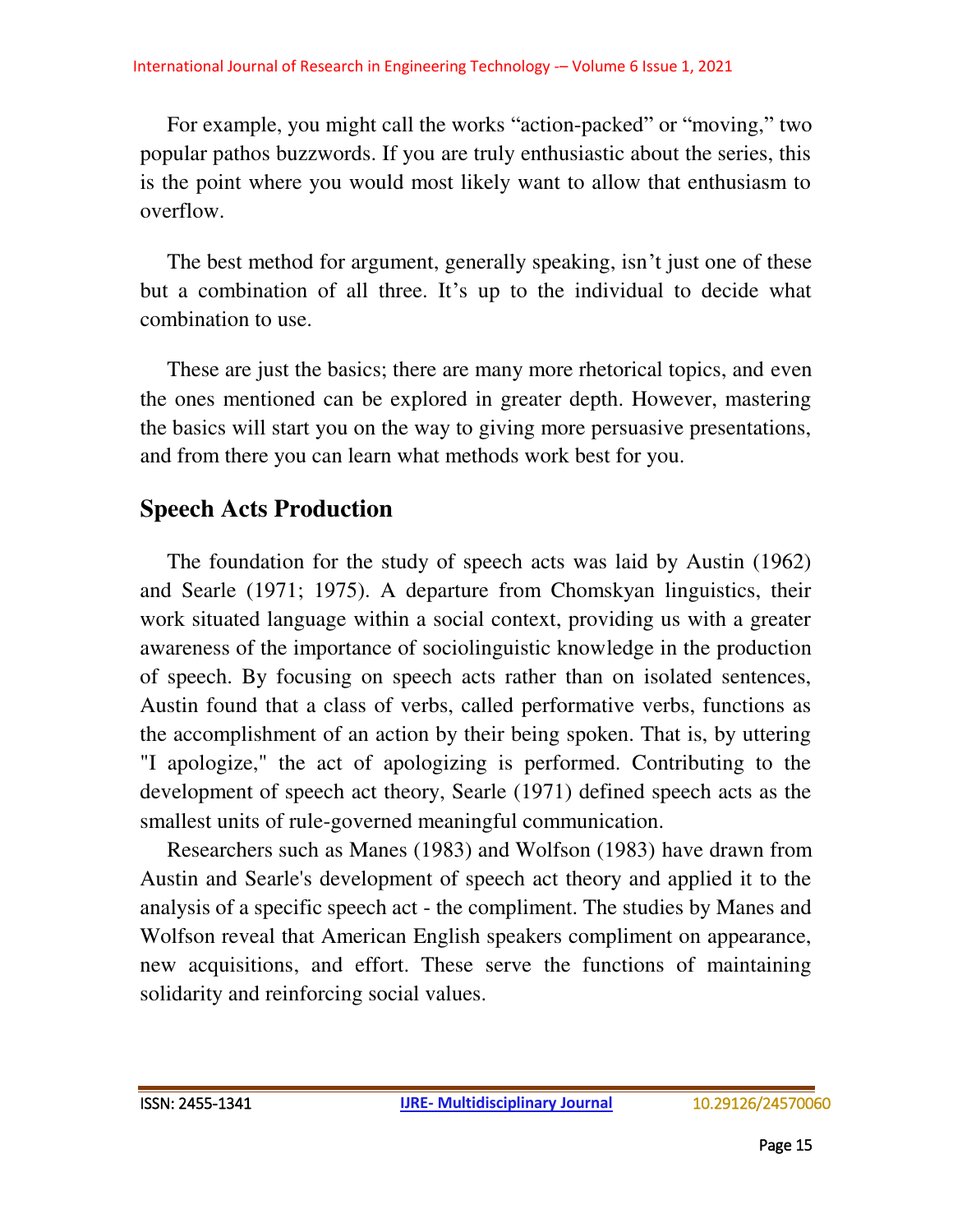For example, you might call the works “action-packed” or “moving,” two popular pathos buzzwords. If you are truly enthusiastic about the series, this is the point where you would most likely want to allow that enthusiasm to overflow.

The best method for argument, generally speaking, isn’t just one of these but a combination of all three. It’s up to the individual to decide what combination to use.

These are just the basics; there are many more rhetorical topics, and even the ones mentioned can be explored in greater depth. However, mastering the basics will start you on the way to giving more persuasive presentations, and from there you can learn what methods work best for you.

## Speech Acts Production

The foundation for the study of speech acts was laid by Austin (1962) and Searle (1971; 1975). A departure from Chomskyan linguistics, their work situated language within a social context, providing us with a greater awareness of the importance of sociolinguistic knowledge in the production of speech. By focusing on speech acts rather than on isolated sentences, Austin found that a class of verbs, called performative verbs, functions as the accomplishment of an action by their being spoken. That is, by uttering "I apologize," the act of apologizing is performed. Contributing to the development of speech act theory, Searle (1971) defined speech acts as the smallest units of rule-governed meaningful communication.

Researchers such as Manes (1983) and Wolfson (1983) have drawn from Austin and Searle's development of speech act theory and applied it to the analysis of a specific speech act - the compliment. The studies by Manes and Wolfson reveal that American English speakers compliment on appearance, new acquisitions, and effort. These serve the functions of maintaining solidarity and reinforcing social values.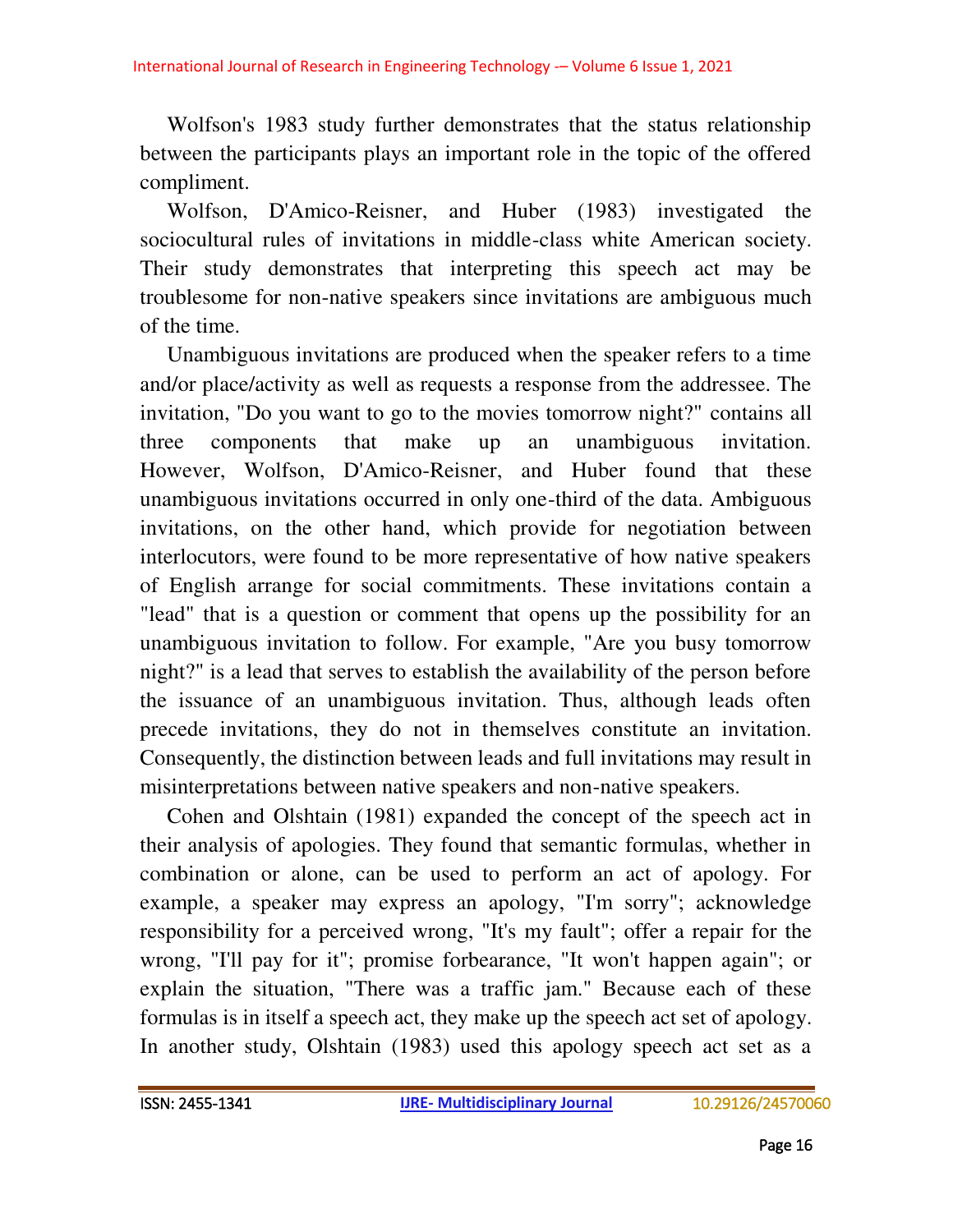Wolfson's 1983 study further demonstrates that the status relationship between the participants plays an important role in the topic of the offered compliment.

Wolfson, D'Amico-Reisner, and Huber (1983) investigated the sociocultural rules of invitations in middle-class white American society. Their study demonstrates that interpreting this speech act may be troublesome for non-native speakers since invitations are ambiguous much of the time.

Unambiguous invitations are produced when the speaker refers to a time and/or place/activity as well as requests a response from the addressee. The invitation, "Do you want to go to the movies tomorrow night?" contains all three components that make up an unambiguous invitation. However, Wolfson, D'Amico-Reisner, and Huber found that these unambiguous invitations occurred in only one-third of the data. Ambiguous invitations, on the other hand, which provide for negotiation between interlocutors, were found to be more representative of how native speakers of English arrange for social commitments. These invitations contain a "lead" that is a question or comment that opens up the possibility for an unambiguous invitation to follow. For example, "Are you busy tomorrow night?" is a lead that serves to establish the availability of the person before the issuance of an unambiguous invitation. Thus, although leads often precede invitations, they do not in themselves constitute an invitation. Consequently, the distinction between leads and full invitations may result in misinterpretations between native speakers and non-native speakers.

Cohen and Olshtain (1981) expanded the concept of the speech act in their analysis of apologies. They found that semantic formulas, whether in combination or alone, can be used to perform an act of apology. For example, a speaker may express an apology, "I'm sorry"; acknowledge responsibility for a perceived wrong, "It's my fault"; offer a repair for the wrong, "I'll pay for it"; promise forbearance, "It won't happen again"; or explain the situation, "There was a traffic jam." Because each of these formulas is in itself a speech act, they make up the speech act set of apology. In another study, Olshtain (1983) used this apology speech act set as a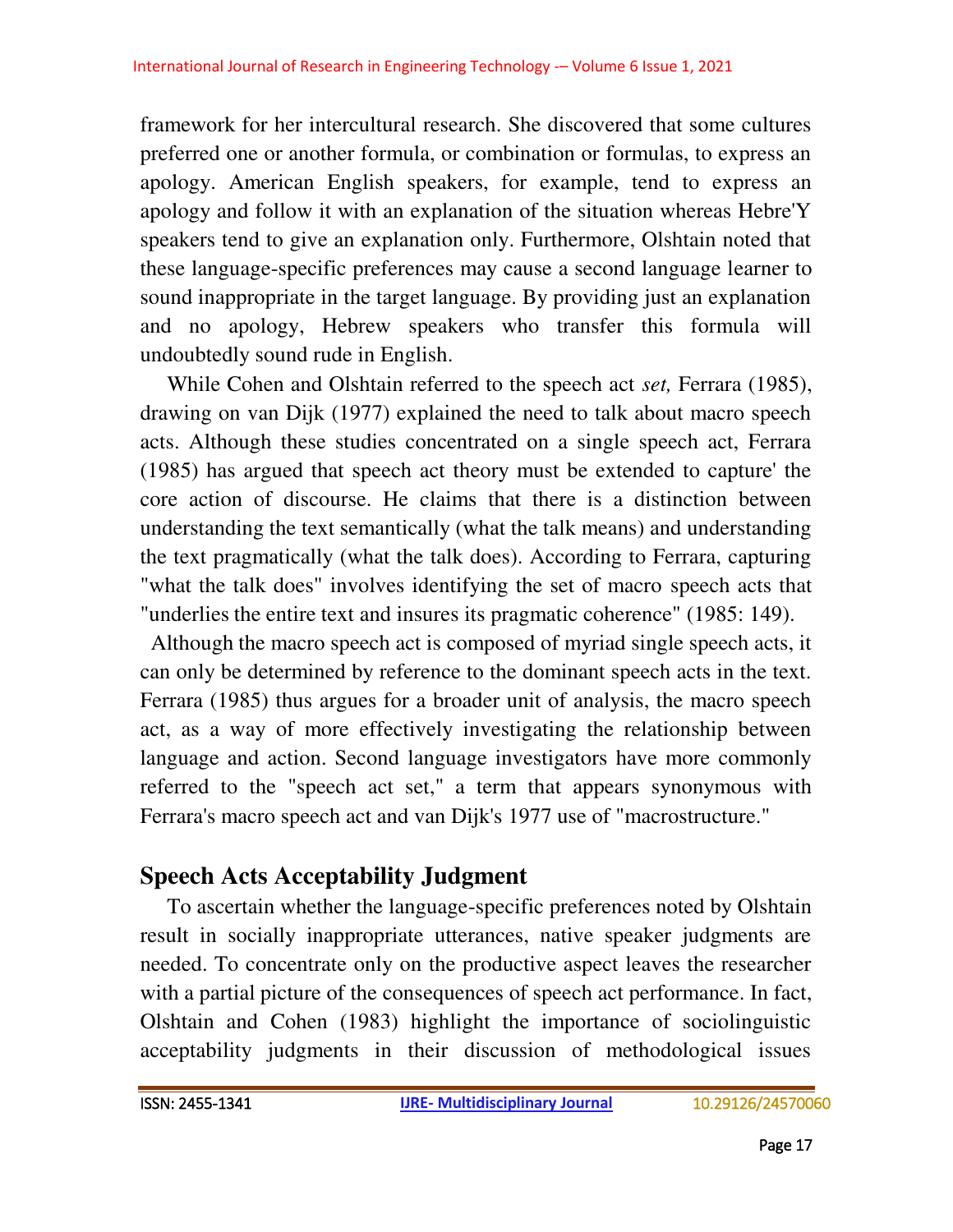framework for her intercultural research. She discovered that some cultures preferred one or another formula, or combination or formulas, to express an apology. American English speakers, for example, tend to express an apology and follow it with an explanation of the situation whereas Hebre'Y speakers tend to give an explanation only. Furthermore, Olshtain noted that these language-specific preferences may cause a second language learner to sound inappropriate in the target language. By providing just an explanation and no apology, Hebrew speakers who transfer this formula will undoubtedly sound rude in English.

While Cohen and Olshtain referred to the speech act *set,* Ferrara (1985), drawing on van Dijk (1977) explained the need to talk about macro speech acts. Although these studies concentrated on a single speech act, Ferrara (1985) has argued that speech act theory must be extended to capture' the core action of discourse. He claims that there is a distinction between understanding the text semantically (what the talk means) and understanding the text pragmatically (what the talk does). According to Ferrara, capturing "what the talk does" involves identifying the set of macro speech acts that "underlies the entire text and insures its pragmatic coherence" (1985: 149).

Although the macro speech act is composed of myriad single speech acts, it can only be determined by reference to the dominant speech acts in the text. Ferrara (1985) thus argues for a broader unit of analysis, the macro speech act, as a way of more effectively investigating the relationship between language and action. Second language investigators have more commonly referred to the "speech act set," a term that appears synonymous with Ferrara's macro speech act and van Dijk's 1977 use of "macrostructure."

## Speech Acts Acceptability Judgment

To ascertain whether the language-specific preferences noted by Olshtain result in socially inappropriate utterances, native speaker judgments are needed. To concentrate only on the productive aspect leaves the researcher with a partial picture of the consequences of speech act performance. In fact, Olshtain and Cohen (1983) highlight the importance of sociolinguistic acceptability judgments in their discussion of methodological issues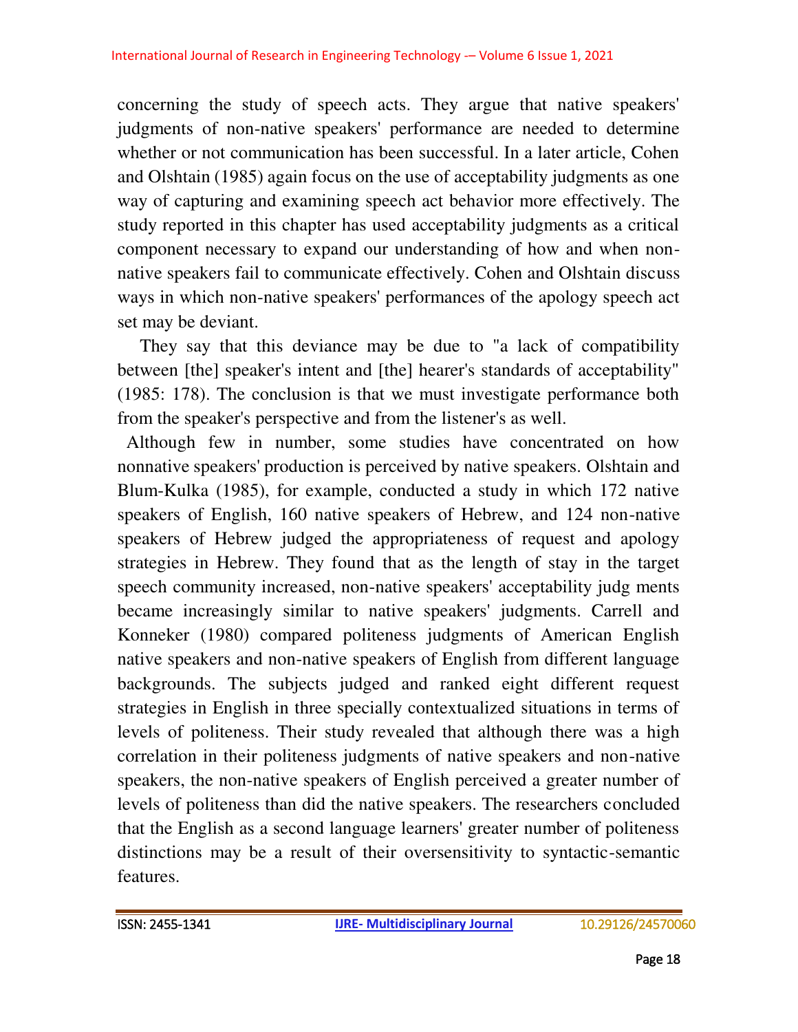concerning the study of speech acts. They argue that native speakers' judgments of non-native speakers' performance are needed to determine whether or not communication has been successful. In a later article, Cohen and Olshtain (1985) again focus on the use of acceptability judgments as one way of capturing and examining speech act behavior more effectively. The study reported in this chapter has used acceptability judgments as a critical component necessary to expand our understanding of how and when non-native speakers fail to communicate effectively. Cohen and Olshtain discuss ways in which non-native speakers' performances of the apology speech act set may be deviant.

They say that this deviance may be due to "a lack of compatibility between [the] speaker's intent and [the] hearer's standards of acceptability" (1985: 178). The conclusion is that we must investigate performance both from the speaker's perspective and from the listener's as well.

Although few in number, some studies have concentrated on how nonnative speakers' production is perceived by native speakers. Olshtain and Blum-Kulka (1985), for example, conducted a study in which 172 native speakers of English, 160 native speakers of Hebrew, and 124 non-native speakers of Hebrew judged the appropriateness of request and apology strategies in Hebrew. They found that as the length of stay in the target speech community increased, non-native speakers' acceptability judg ments became increasingly similar to native speakers' judgments. Carrell and Konneker (1980) compared politeness judgments of American English native speakers and non-native speakers of English from different language backgrounds. The subjects judged and ranked eight different request strategies in English in three specially contextualized situations in terms of levels of politeness. Their study revealed that although there was a high correlation in their politeness judgments of native speakers and non-native speakers, the non-native speakers of English perceived a greater number of levels of politeness than did the native speakers. The researchers concluded that the English as a second language learners' greater number of politeness distinctions may be a result of their oversensitivity to syntactic-semantic features.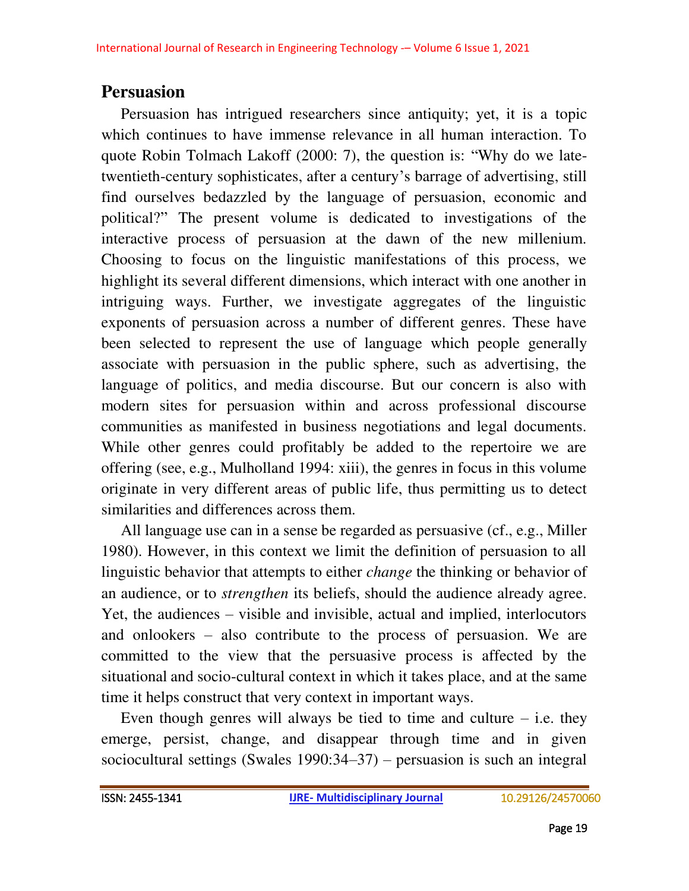## Persuasion

Persuasion has intrigued researchers since antiquity; yet, it is a topic which continues to have immense relevance in all human interaction. To quote Robin Tolmach Lakoff (2000: 7), the question is: "Why do we late-twentieth-century sophisticates, after a century's barrage of advertising, still find ourselves bedazzled by the language of persuasion, economic and political?" The present volume is dedicated to investigations of the interactive process of persuasion at the dawn of the new millenium. Choosing to focus on the linguistic manifestations of this process, we highlight its several different dimensions, which interact with one another in intriguing ways. Further, we investigate aggregates of the linguistic exponents of persuasion across a number of different genres. These have been selected to represent the use of language which people generally associate with persuasion in the public sphere, such as advertising, the language of politics, and media discourse. But our concern is also with modern sites for persuasion within and across professional discourse communities as manifested in business negotiations and legal documents. While other genres could profitably be added to the repertoire we are offering (see, e.g., Mulholland 1994: xiii), the genres in focus in this volume originate in very different areas of public life, thus permitting us to detect similarities and differences across them.

All language use can in a sense be regarded as persuasive (cf., e.g., Miller 1980). However, in this context we limit the definition of persuasion to all linguistic behavior that attempts to either *change* the thinking or behavior of an audience, or to *strengthen* its beliefs, should the audience already agree. Yet, the audiences – visible and invisible, actual and implied, interlocutors and onlookers – also contribute to the process of persuasion. We are committed to the view that the persuasive process is affected by the situational and socio-cultural context in which it takes place, and at the same time it helps construct that very context in important ways.

Even though genres will always be tied to time and culture – i.e. they emerge, persist, change, and disappear through time and in given sociocultural settings (Swales 1990:34–37) – persuasion is such an integral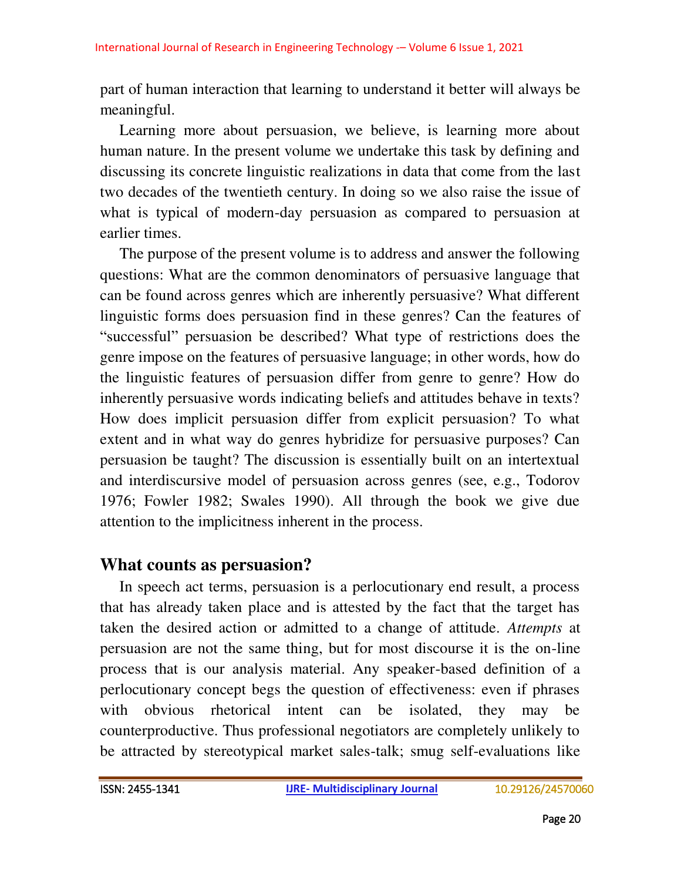part of human interaction that learning to understand it better will always be meaningful.

Learning more about persuasion, we believe, is learning more about human nature. In the present volume we undertake this task by defining and discussing its concrete linguistic realizations in data that come from the last two decades of the twentieth century. In doing so we also raise the issue of what is typical of modern-day persuasion as compared to persuasion at earlier times.

The purpose of the present volume is to address and answer the following questions: What are the common denominators of persuasive language that can be found across genres which are inherently persuasive? What different linguistic forms does persuasion find in these genres? Can the features of "successful" persuasion be described? What type of restrictions does the genre impose on the features of persuasive language; in other words, how do the linguistic features of persuasion differ from genre to genre? How do inherently persuasive words indicating beliefs and attitudes behave in texts? How does implicit persuasion differ from explicit persuasion? To what extent and in what way do genres hybridize for persuasive purposes? Can persuasion be taught? The discussion is essentially built on an intertextual and interdiscursive model of persuasion across genres (see, e.g., Todorov 1976; Fowler 1982; Swales 1990). All through the book we give due attention to the implicitness inherent in the process.

## What counts as persuasion?

In speech act terms, persuasion is a perlocutionary end result, a process that has already taken place and is attested by the fact that the target has taken the desired action or admitted to a change of attitude. *Attempts* at persuasion are not the same thing, but for most discourse it is the on-line process that is our analysis material. Any speaker-based definition of a perlocutionary concept begs the question of effectiveness: even if phrases with obvious rhetorical intent can be isolated, they may be counterproductive. Thus professional negotiators are completely unlikely to be attracted by stereotypical market sales-talk; smug self-evaluations like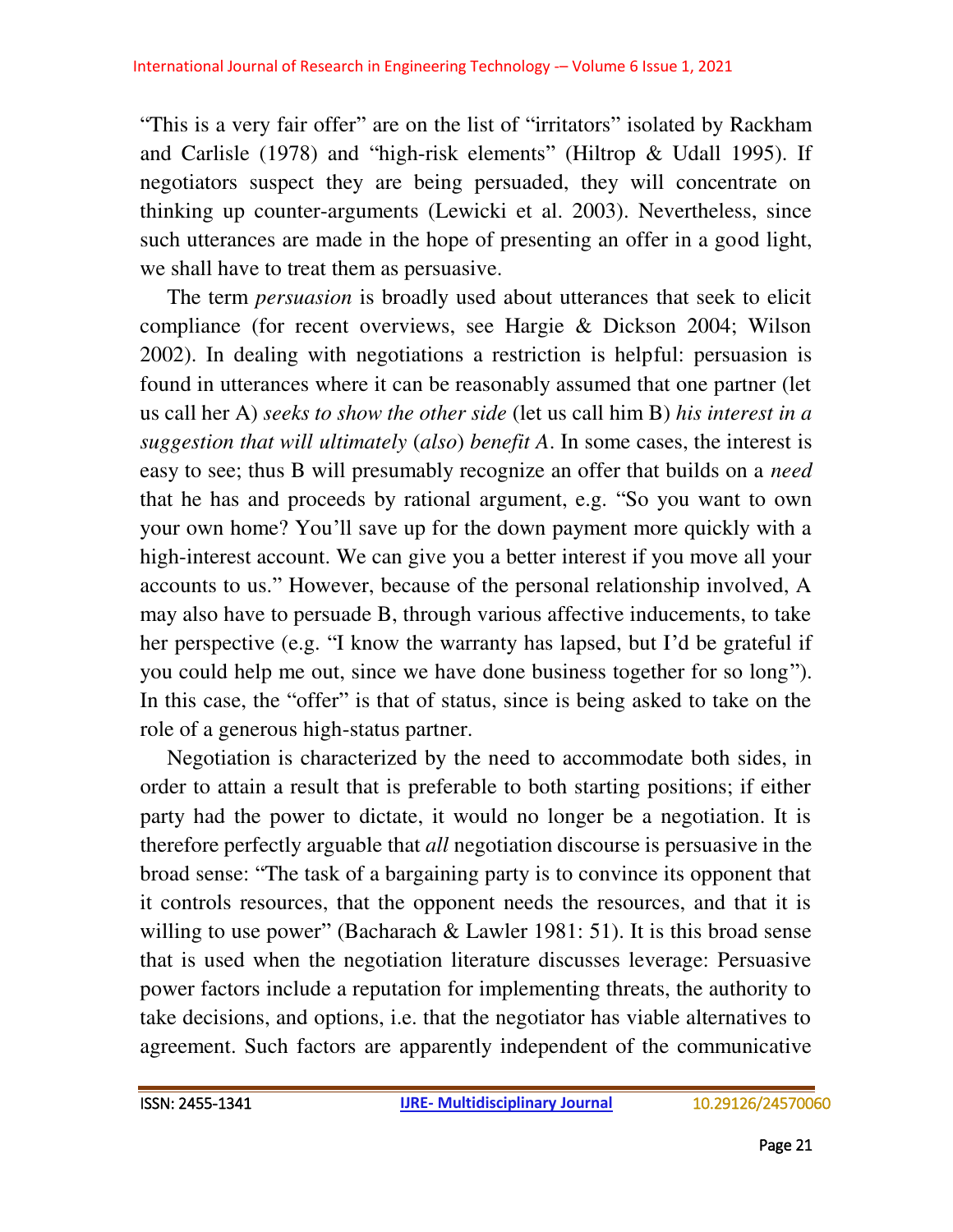"This is a very fair offer" are on the list of "irritators" isolated by Rackham and Carlisle (1978) and "high-risk elements" (Hiltrop & Udall 1995). If negotiators suspect they are being persuaded, they will concentrate on thinking up counter-arguments (Lewicki et al. 2003). Nevertheless, since such utterances are made in the hope of presenting an offer in a good light, we shall have to treat them as persuasive.

The term *persuasion* is broadly used about utterances that seek to elicit compliance (for recent overviews, see Hargie & Dickson 2004; Wilson 2002). In dealing with negotiations a restriction is helpful: persuasion is found in utterances where it can be reasonably assumed that one partner (let us call her A) *seeks to show the other side* (let us call him B) *his interest in a suggestion that will ultimately* (*also*) *benefit A*. In some cases, the interest is easy to see; thus B will presumably recognize an offer that builds on a *need* that he has and proceeds by rational argument, e.g. "So you want to own your own home? You'll save up for the down payment more quickly with a high-interest account. We can give you a better interest if you move all your accounts to us." However, because of the personal relationship involved, A may also have to persuade B, through various affective inducements, to take her perspective (e.g. "I know the warranty has lapsed, but I'd be grateful if you could help me out, since we have done business together for so long"). In this case, the "offer" is that of status, since is being asked to take on the role of a generous high-status partner.

Negotiation is characterized by the need to accommodate both sides, in order to attain a result that is preferable to both starting positions; if either party had the power to dictate, it would no longer be a negotiation. It is therefore perfectly arguable that *all* negotiation discourse is persuasive in the broad sense: "The task of a bargaining party is to convince its opponent that it controls resources, that the opponent needs the resources, and that it is willing to use power" (Bacharach & Lawler 1981: 51). It is this broad sense that is used when the negotiation literature discusses leverage: Persuasive power factors include a reputation for implementing threats, the authority to take decisions, and options, i.e. that the negotiator has viable alternatives to agreement. Such factors are apparently independent of the communicative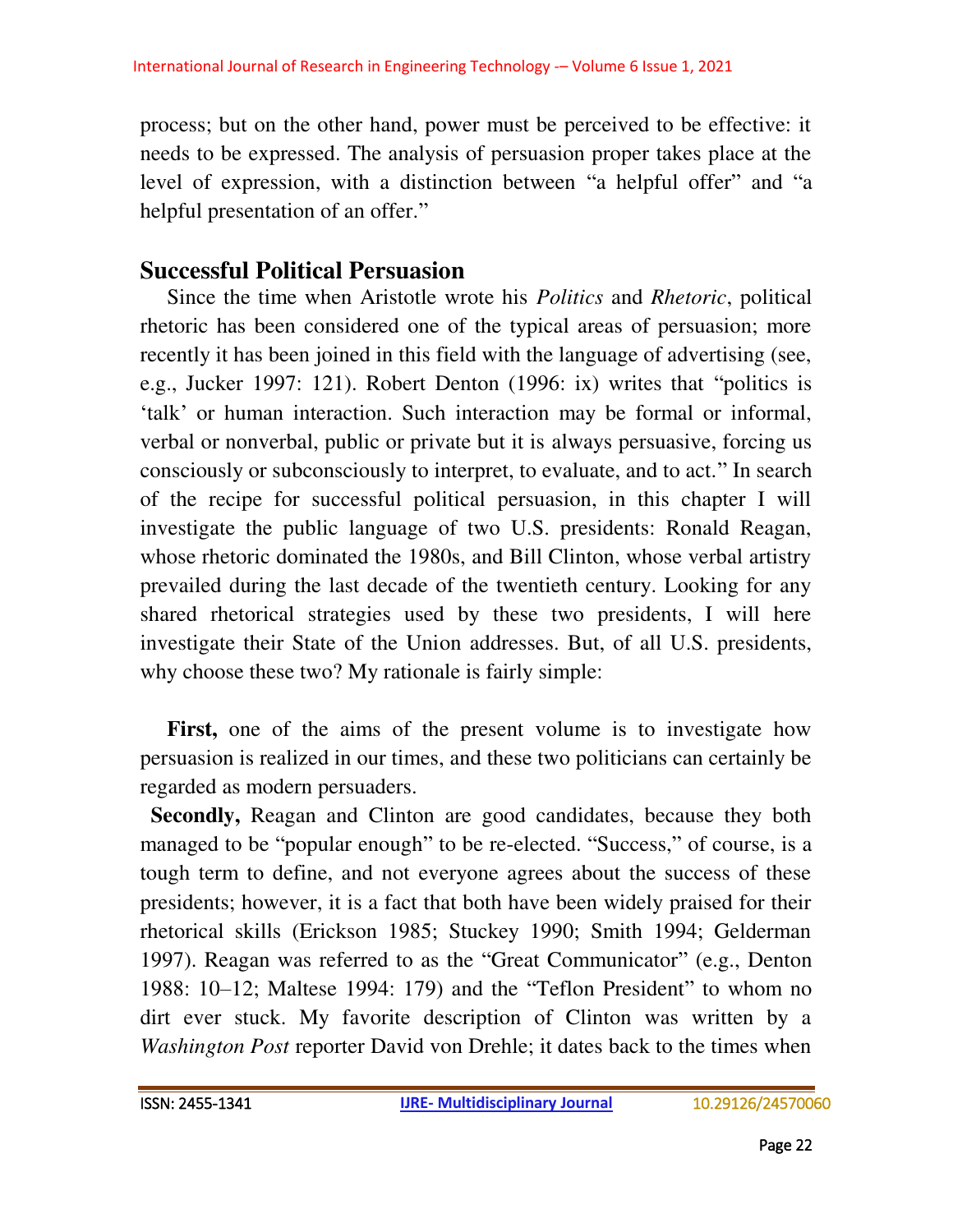process; but on the other hand, power must be perceived to be effective: it needs to be expressed. The analysis of persuasion proper takes place at the level of expression, with a distinction between "a helpful offer" and "a helpful presentation of an offer."

## Successful Political Persuasion

Since the time when Aristotle wrote his *Politics* and *Rhetoric*, political rhetoric has been considered one of the typical areas of persuasion; more recently it has been joined in this field with the language of advertising (see, e.g., Jucker 1997: 121). Robert Denton (1996: ix) writes that "politics is 'talk' or human interaction. Such interaction may be formal or informal, verbal or nonverbal, public or private but it is always persuasive, forcing us consciously or subconsciously to interpret, to evaluate, and to act." In search of the recipe for successful political persuasion, in this chapter I will investigate the public language of two U.S. presidents: Ronald Reagan, whose rhetoric dominated the 1980s, and Bill Clinton, whose verbal artistry prevailed during the last decade of the twentieth century. Looking for any shared rhetorical strategies used by these two presidents, I will here investigate their State of the Union addresses. But, of all U.S. presidents, why choose these two? My rationale is fairly simple:

**First,** one of the aims of the present volume is to investigate how persuasion is realized in our times, and these two politicians can certainly be regarded as modern persuaders.

**Secondly,** Reagan and Clinton are good candidates, because they both managed to be "popular enough" to be re-elected. "Success," of course, is a tough term to define, and not everyone agrees about the success of these presidents; however, it is a fact that both have been widely praised for their rhetorical skills (Erickson 1985; Stuckey 1990; Smith 1994; Gelderman 1997). Reagan was referred to as the "Great Communicator" (e.g., Denton 1988: 10–12; Maltese 1994: 179) and the "Teflon President" to whom no dirt ever stuck. My favorite description of Clinton was written by a *Washington Post* reporter David von Drehle; it dates back to the times when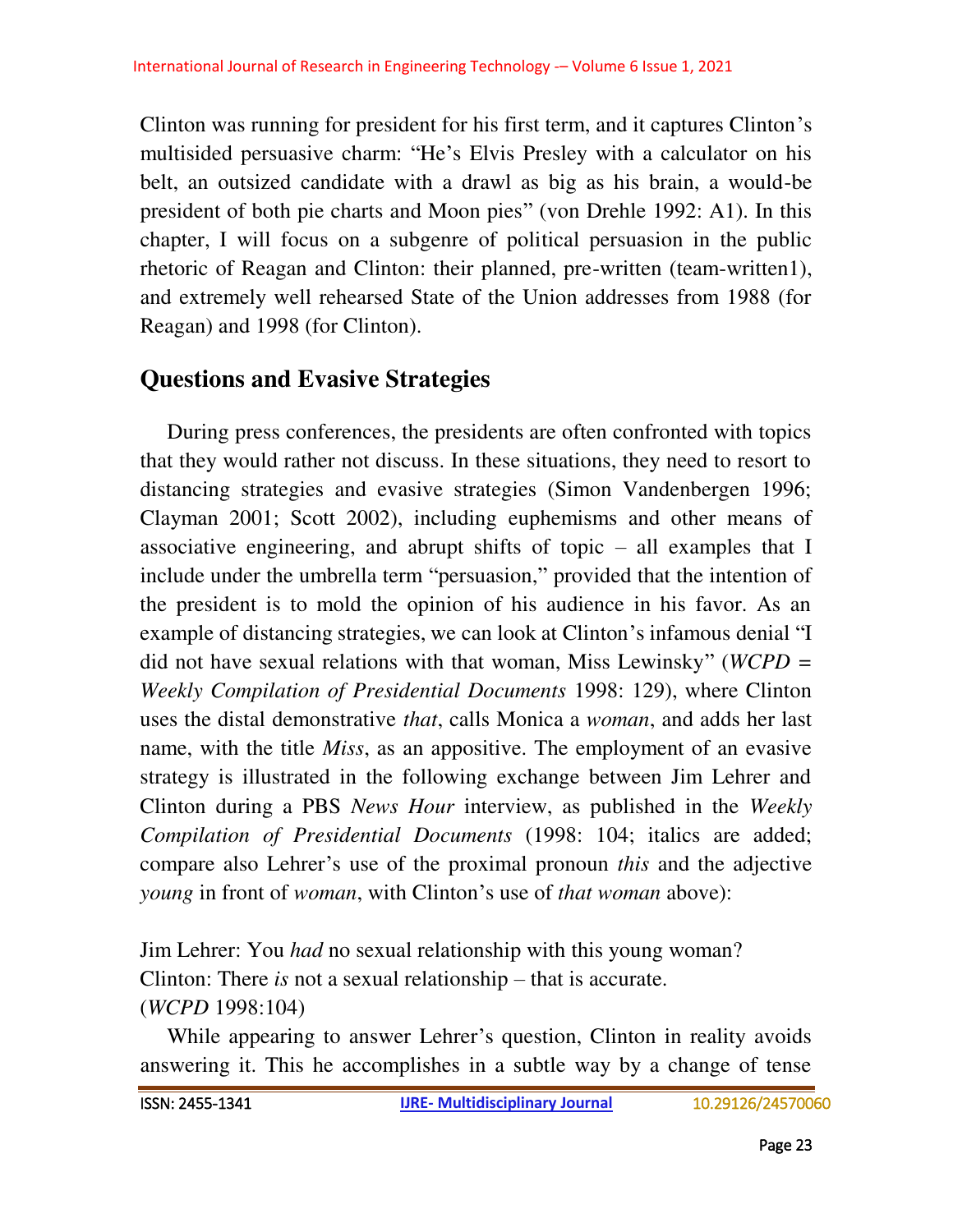Clinton was running for president for his first term, and it captures Clinton's multisided persuasive charm: "He's Elvis Presley with a calculator on his belt, an outsized candidate with a drawl as big as his brain, a would-be president of both pie charts and Moon pies" (von Drehle 1992: A1). In this chapter, I will focus on a subgenre of political persuasion in the public rhetoric of Reagan and Clinton: their planned, pre-written (team-written1), and extremely well rehearsed State of the Union addresses from 1988 (for Reagan) and 1998 (for Clinton).

## Questions and Evasive Strategies

During press conferences, the presidents are often confronted with topics that they would rather not discuss. In these situations, they need to resort to distancing strategies and evasive strategies (Simon Vandenbergen 1996; Clayman 2001; Scott 2002), including euphemisms and other means of associative engineering, and abrupt shifts of topic – all examples that I include under the umbrella term "persuasion," provided that the intention of the president is to mold the opinion of his audience in his favor. As an example of distancing strategies, we can look at Clinton's infamous denial "I did not have sexual relations with that woman, Miss Lewinsky" (*WCPD* = *Weekly Compilation of Presidential Documents* 1998: 129), where Clinton uses the distal demonstrative *that*, calls Monica a *woman*, and adds her last name, with the title *Miss*, as an appositive. The employment of an evasive strategy is illustrated in the following exchange between Jim Lehrer and Clinton during a PBS *News Hour* interview, as published in the *Weekly Compilation of Presidential Documents* (1998: 104; italics are added; compare also Lehrer's use of the proximal pronoun *this* and the adjective *young* in front of *woman*, with Clinton's use of *that woman* above):

Jim Lehrer: You *had* no sexual relationship with this young woman?
Clinton: There *is* not a sexual relationship – that is accurate.
(*WCPD* 1998:104)

While appearing to answer Lehrer's question, Clinton in reality avoids answering it. This he accomplishes in a subtle way by a change of tense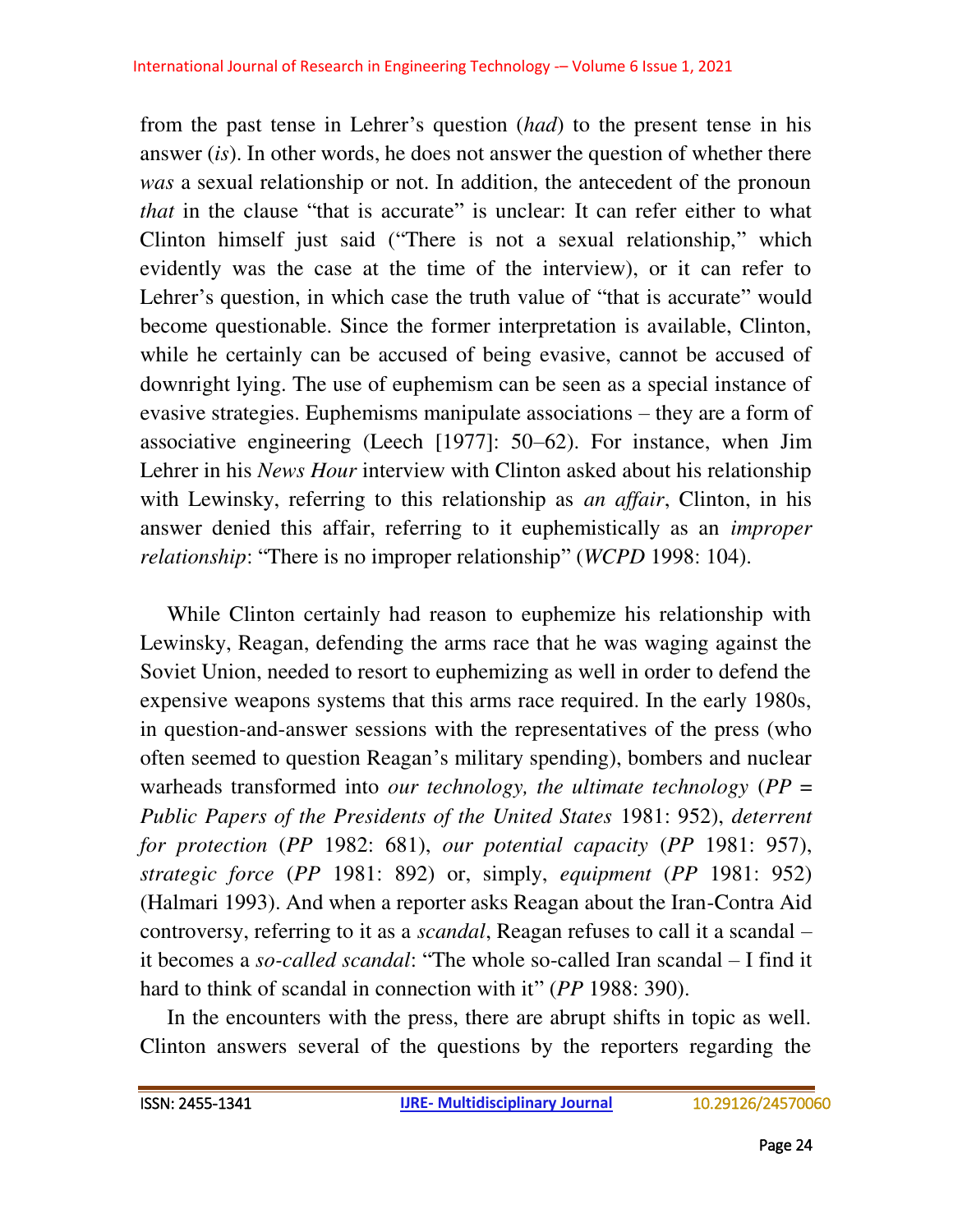from the past tense in Lehrer's question (*had*) to the present tense in his answer (*is*). In other words, he does not answer the question of whether there *was* a sexual relationship or not. In addition, the antecedent of the pronoun *that* in the clause "that is accurate" is unclear: It can refer either to what Clinton himself just said ("There is not a sexual relationship," which evidently was the case at the time of the interview), or it can refer to Lehrer's question, in which case the truth value of "that is accurate" would become questionable. Since the former interpretation is available, Clinton, while he certainly can be accused of being evasive, cannot be accused of downright lying. The use of euphemism can be seen as a special instance of evasive strategies. Euphemisms manipulate associations – they are a form of associative engineering (Leech [1977]: 50–62). For instance, when Jim Lehrer in his *News Hour* interview with Clinton asked about his relationship with Lewinsky, referring to this relationship as *an affair*, Clinton, in his answer denied this affair, referring to it euphemistically as an *improper relationship*: "There is no improper relationship" (*WCPD* 1998: 104).

While Clinton certainly had reason to euphemize his relationship with Lewinsky, Reagan, defending the arms race that he was waging against the Soviet Union, needed to resort to euphemizing as well in order to defend the expensive weapons systems that this arms race required. In the early 1980s, in question-and-answer sessions with the representatives of the press (who often seemed to question Reagan's military spending), bombers and nuclear warheads transformed into *our technology, the ultimate technology* (*PP = Public Papers of the Presidents of the United States* 1981: 952), *deterrent for protection* (*PP* 1982: 681), *our potential capacity* (*PP* 1981: 957), *strategic force* (*PP* 1981: 892) or, simply, *equipment* (*PP* 1981: 952) (Halmari 1993). And when a reporter asks Reagan about the Iran-Contra Aid controversy, referring to it as a *scandal*, Reagan refuses to call it a scandal – it becomes a *so-called scandal*: "The whole so-called Iran scandal – I find it hard to think of scandal in connection with it" (*PP* 1988: 390).

In the encounters with the press, there are abrupt shifts in topic as well. Clinton answers several of the questions by the reporters regarding the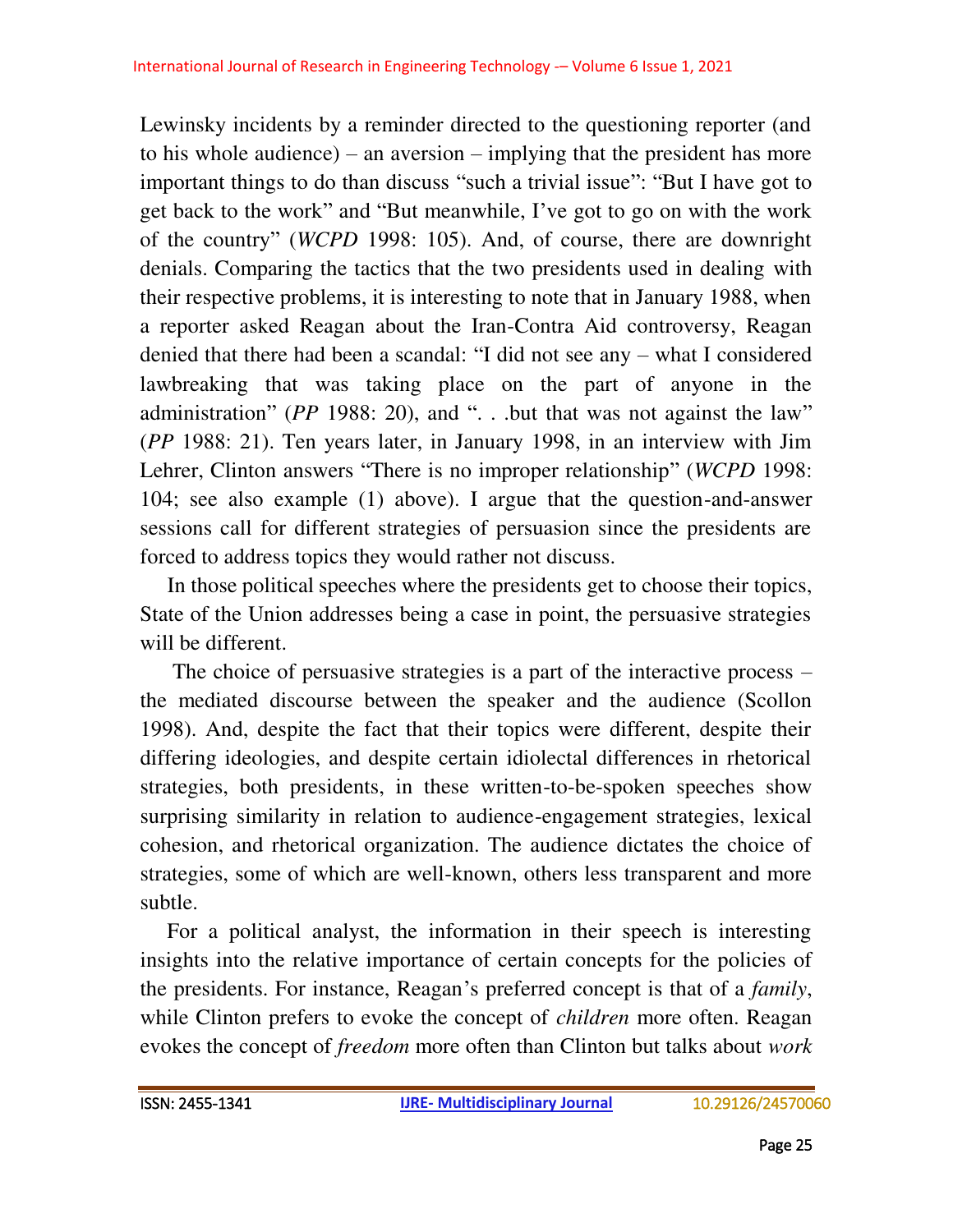Lewinsky incidents by a reminder directed to the questioning reporter (and to his whole audience) – an aversion – implying that the president has more important things to do than discuss “such a trivial issue”: “But I have got to get back to the work” and “But meanwhile, I’ve got to go on with the work of the country” (*WCPD* 1998: 105). And, of course, there are downright denials. Comparing the tactics that the two presidents used in dealing with their respective problems, it is interesting to note that in January 1988, when a reporter asked Reagan about the Iran-Contra Aid controversy, Reagan denied that there had been a scandal: “I did not see any – what I considered lawbreaking that was taking place on the part of anyone in the administration” (*PP* 1988: 20), and “. . .but that was not against the law” (*PP* 1988: 21). Ten years later, in January 1998, in an interview with Jim Lehrer, Clinton answers “There is no improper relationship” (*WCPD* 1998: 104; see also example (1) above). I argue that the question-and-answer sessions call for different strategies of persuasion since the presidents are forced to address topics they would rather not discuss.

In those political speeches where the presidents get to choose their topics, State of the Union addresses being a case in point, the persuasive strategies will be different.

The choice of persuasive strategies is a part of the interactive process – the mediated discourse between the speaker and the audience (Scollon 1998). And, despite the fact that their topics were different, despite their differing ideologies, and despite certain idiolectal differences in rhetorical strategies, both presidents, in these written-to-be-spoken speeches show surprising similarity in relation to audience-engagement strategies, lexical cohesion, and rhetorical organization. The audience dictates the choice of strategies, some of which are well-known, others less transparent and more subtle.

For a political analyst, the information in their speech is interesting insights into the relative importance of certain concepts for the policies of the presidents. For instance, Reagan’s preferred concept is that of a *family*, while Clinton prefers to evoke the concept of *children* more often. Reagan evokes the concept of *freedom* more often than Clinton but talks about *work*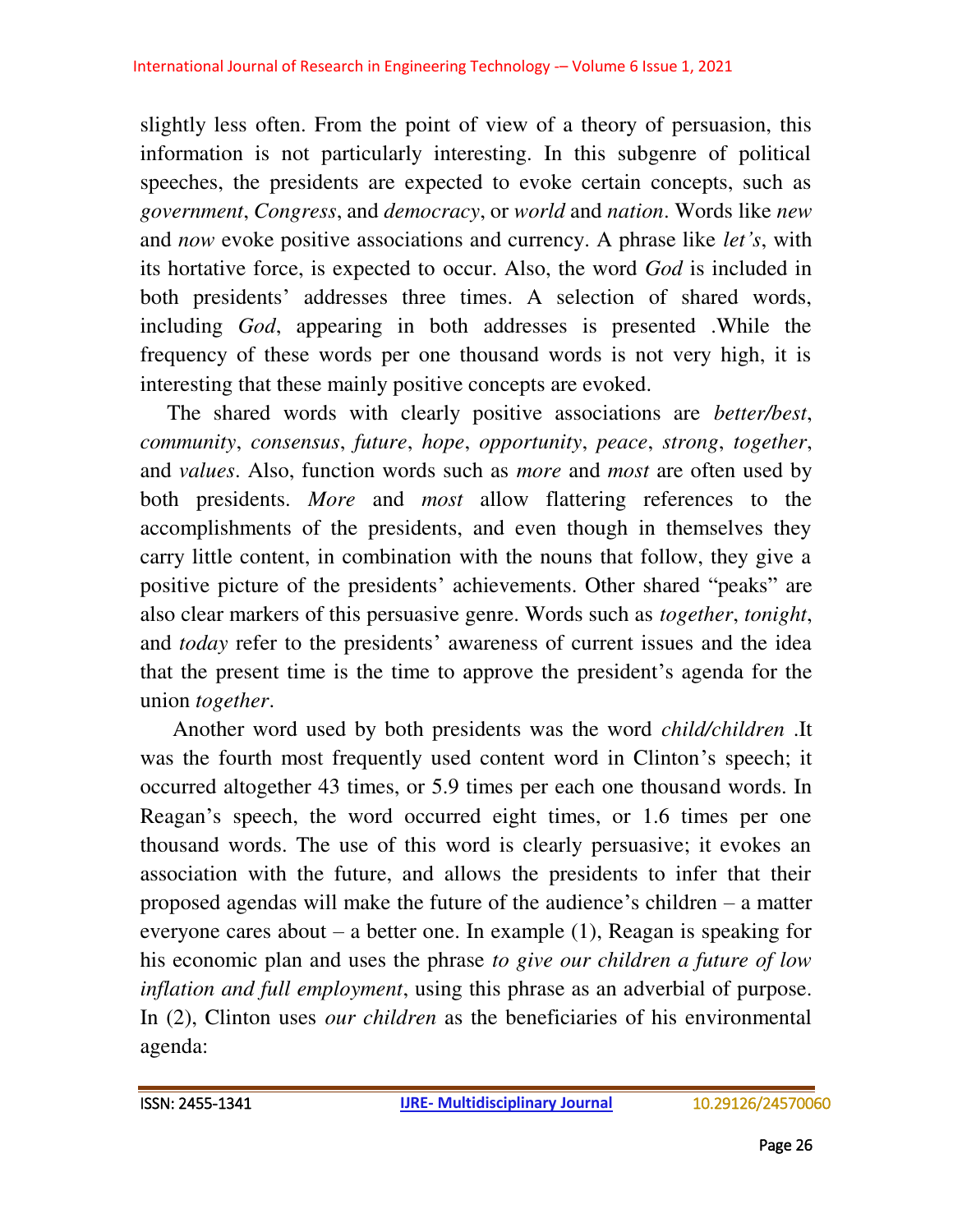slightly less often. From the point of view of a theory of persuasion, this information is not particularly interesting. In this subgenre of political speeches, the presidents are expected to evoke certain concepts, such as *government*, *Congress*, and *democracy*, or *world* and *nation*. Words like *new* and *now* evoke positive associations and currency. A phrase like *let's*, with its hortative force, is expected to occur. Also, the word *God* is included in both presidents' addresses three times. A selection of shared words, including *God*, appearing in both addresses is presented .While the frequency of these words per one thousand words is not very high, it is interesting that these mainly positive concepts are evoked.

The shared words with clearly positive associations are *better/best*, *community*, *consensus*, *future*, *hope*, *opportunity*, *peace*, *strong*, *together*, and *values*. Also, function words such as *more* and *most* are often used by both presidents. *More* and *most* allow flattering references to the accomplishments of the presidents, and even though in themselves they carry little content, in combination with the nouns that follow, they give a positive picture of the presidents' achievements. Other shared "peaks" are also clear markers of this persuasive genre. Words such as *together*, *tonight*, and *today* refer to the presidents' awareness of current issues and the idea that the present time is the time to approve the president's agenda for the union *together*.

Another word used by both presidents was the word *child/children* .It was the fourth most frequently used content word in Clinton's speech; it occurred altogether 43 times, or 5.9 times per each one thousand words. In Reagan's speech, the word occurred eight times, or 1.6 times per one thousand words. The use of this word is clearly persuasive; it evokes an association with the future, and allows the presidents to infer that their proposed agendas will make the future of the audience's children – a matter everyone cares about – a better one. In example (1), Reagan is speaking for his economic plan and uses the phrase *to give our children a future of low inflation and full employment*, using this phrase as an adverbial of purpose. In (2), Clinton uses *our children* as the beneficiaries of his environmental agenda: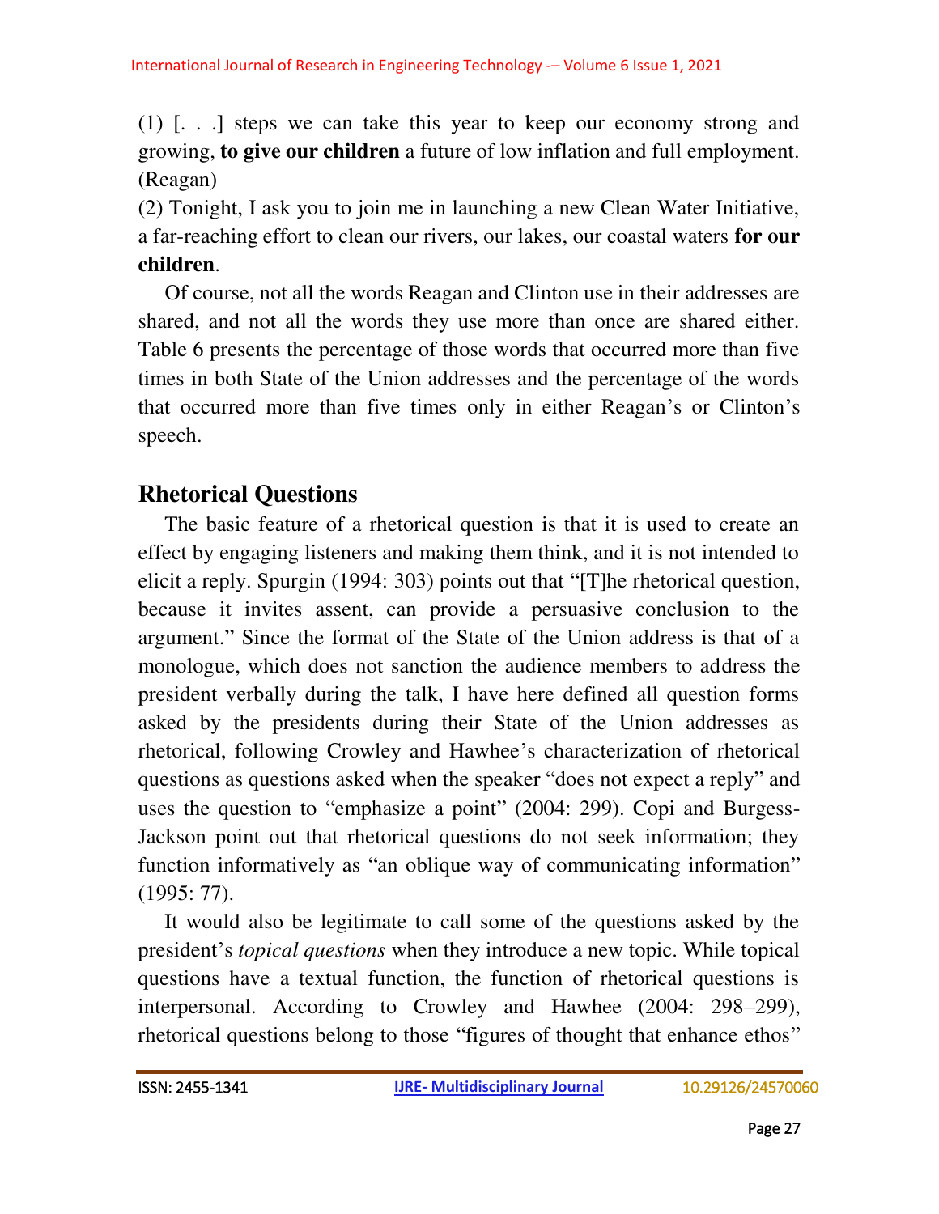(1) [. . .] steps we can take this year to keep our economy strong and growing, **to give our children** a future of low inflation and full employment. (Reagan)

(2) Tonight, I ask you to join me in launching a new Clean Water Initiative, a far-reaching effort to clean our rivers, our lakes, our coastal waters **for our children**.

Of course, not all the words Reagan and Clinton use in their addresses are shared, and not all the words they use more than once are shared either. Table 6 presents the percentage of those words that occurred more than five times in both State of the Union addresses and the percentage of the words that occurred more than five times only in either Reagan's or Clinton's speech.

## Rhetorical Questions

The basic feature of a rhetorical question is that it is used to create an effect by engaging listeners and making them think, and it is not intended to elicit a reply. Spurgin (1994: 303) points out that "[T]he rhetorical question, because it invites assent, can provide a persuasive conclusion to the argument." Since the format of the State of the Union address is that of a monologue, which does not sanction the audience members to address the president verbally during the talk, I have here defined all question forms asked by the presidents during their State of the Union addresses as rhetorical, following Crowley and Hawhee's characterization of rhetorical questions as questions asked when the speaker "does not expect a reply" and uses the question to "emphasize a point" (2004: 299). Copi and Burgess-Jackson point out that rhetorical questions do not seek information; they function informatively as "an oblique way of communicating information" (1995: 77).

It would also be legitimate to call some of the questions asked by the president's *topical questions* when they introduce a new topic. While topical questions have a textual function, the function of rhetorical questions is interpersonal. According to Crowley and Hawhee (2004: 298–299), rhetorical questions belong to those "figures of thought that enhance ethos"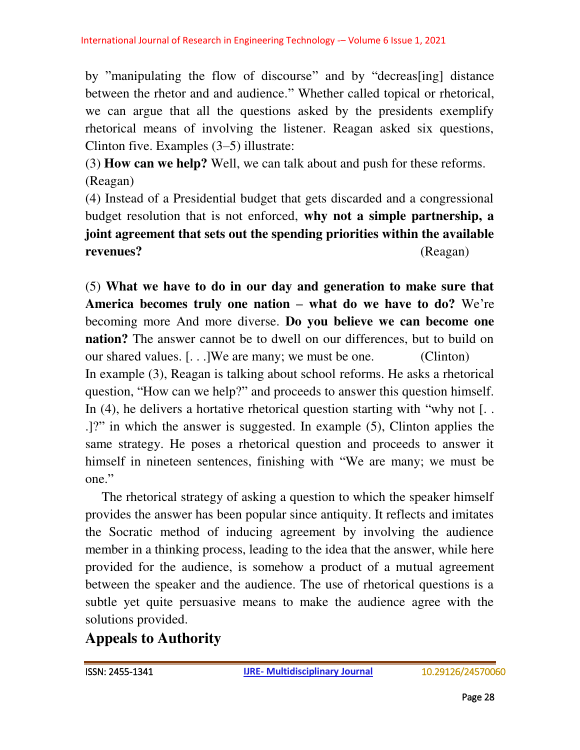by "manipulating the flow of discourse" and by "decreas[ing] distance between the rhetor and and audience." Whether called topical or rhetorical, we can argue that all the questions asked by the presidents exemplify rhetorical means of involving the listener. Reagan asked six questions, Clinton five. Examples (3–5) illustrate:

(3) **How can we help?** Well, we can talk about and push for these reforms. (Reagan)

(4) Instead of a Presidential budget that gets discarded and a congressional budget resolution that is not enforced, **why not a simple partnership, a joint agreement that sets out the spending priorities within the available revenues?** (Reagan)

(5) **What we have to do in our day and generation to make sure that America becomes truly one nation – what do we have to do?** We're becoming more And more diverse. **Do you believe we can become one nation?** The answer cannot be to dwell on our differences, but to build on our shared values. [. . .]We are many; we must be one. (Clinton)

In example (3), Reagan is talking about school reforms. He asks a rhetorical question, "How can we help?" and proceeds to answer this question himself. In (4), he delivers a hortative rhetorical question starting with "why not [. . .]?" in which the answer is suggested. In example (5), Clinton applies the same strategy. He poses a rhetorical question and proceeds to answer it himself in nineteen sentences, finishing with "We are many; we must be one."

The rhetorical strategy of asking a question to which the speaker himself provides the answer has been popular since antiquity. It reflects and imitates the Socratic method of inducing agreement by involving the audience member in a thinking process, leading to the idea that the answer, while here provided for the audience, is somehow a product of a mutual agreement between the speaker and the audience. The use of rhetorical questions is a subtle yet quite persuasive means to make the audience agree with the solutions provided.

## Appeals to Authority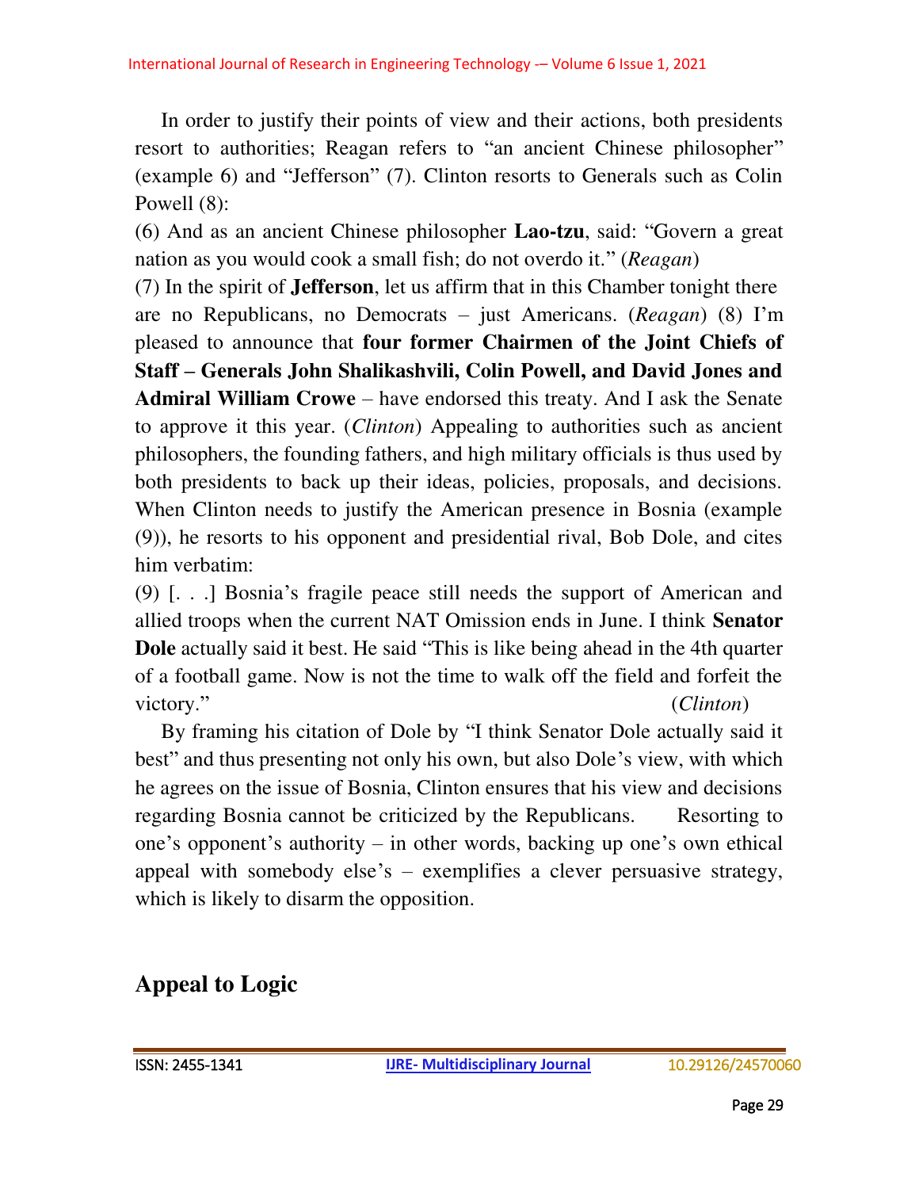In order to justify their points of view and their actions, both presidents resort to authorities; Reagan refers to "an ancient Chinese philosopher" (example 6) and "Jefferson" (7). Clinton resorts to Generals such as Colin Powell (8):

(6) And as an ancient Chinese philosopher **Lao-tzu**, said: "Govern a great nation as you would cook a small fish; do not overdo it." (*Reagan*)

(7) In the spirit of **Jefferson**, let us affirm that in this Chamber tonight there are no Republicans, no Democrats – just Americans. (*Reagan*) (8) I'm pleased to announce that **four former Chairmen of the Joint Chiefs of Staff – Generals John Shalikashvili, Colin Powell, and David Jones and Admiral William Crowe** – have endorsed this treaty. And I ask the Senate to approve it this year. (*Clinton*) Appealing to authorities such as ancient philosophers, the founding fathers, and high military officials is thus used by both presidents to back up their ideas, policies, proposals, and decisions. When Clinton needs to justify the American presence in Bosnia (example (9)), he resorts to his opponent and presidential rival, Bob Dole, and cites him verbatim:

(9) [. . .] Bosnia's fragile peace still needs the support of American and allied troops when the current NAT Omission ends in June. I think **Senator Dole** actually said it best. He said "This is like being ahead in the 4th quarter of a football game. Now is not the time to walk off the field and forfeit the victory." (*Clinton*)

By framing his citation of Dole by "I think Senator Dole actually said it best" and thus presenting not only his own, but also Dole's view, with which he agrees on the issue of Bosnia, Clinton ensures that his view and decisions regarding Bosnia cannot be criticized by the Republicans. Resorting to one's opponent's authority – in other words, backing up one's own ethical appeal with somebody else's – exemplifies a clever persuasive strategy, which is likely to disarm the opposition.

## Appeal to Logic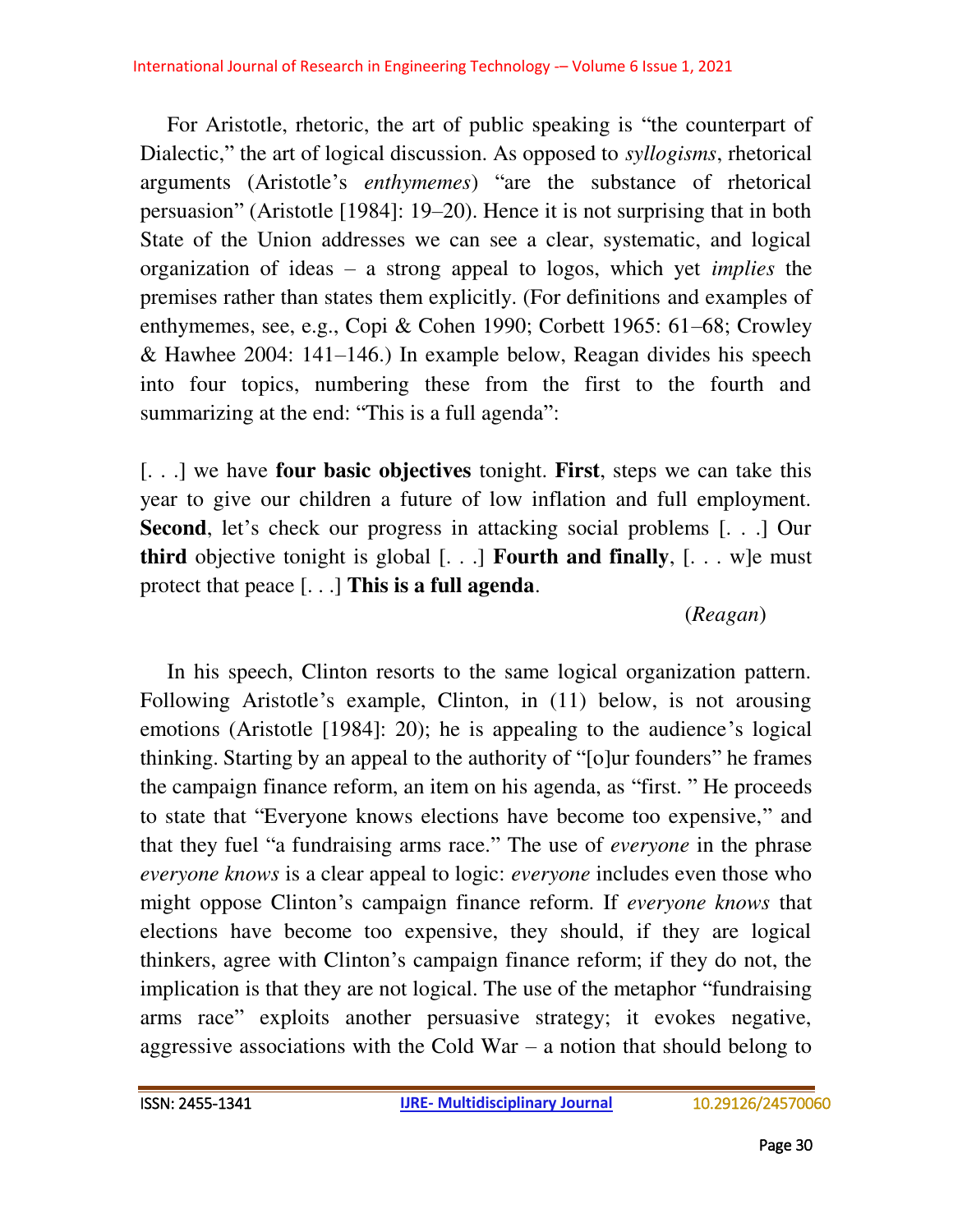For Aristotle, rhetoric, the art of public speaking is "the counterpart of Dialectic," the art of logical discussion. As opposed to *syllogisms*, rhetorical arguments (Aristotle's *enthymemes*) "are the substance of rhetorical persuasion" (Aristotle [1984]: 19–20). Hence it is not surprising that in both State of the Union addresses we can see a clear, systematic, and logical organization of ideas – a strong appeal to logos, which yet *implies* the premises rather than states them explicitly. (For definitions and examples of enthymemes, see, e.g., Copi & Cohen 1990; Corbett 1965: 61–68; Crowley & Hawhee 2004: 141–146.) In example below, Reagan divides his speech into four topics, numbering these from the first to the fourth and summarizing at the end: "This is a full agenda":

[. . .] we have **four basic objectives** tonight. **First**, steps we can take this year to give our children a future of low inflation and full employment. **Second**, let's check our progress in attacking social problems [. . .] Our **third** objective tonight is global [. . .] **Fourth and finally**, [. . . w]e must protect that peace [. . .] **This is a full agenda**.

(*Reagan*)

In his speech, Clinton resorts to the same logical organization pattern. Following Aristotle's example, Clinton, in (11) below, is not arousing emotions (Aristotle [1984]: 20); he is appealing to the audience's logical thinking. Starting by an appeal to the authority of "[o]ur founders" he frames the campaign finance reform, an item on his agenda, as "first. " He proceeds to state that "Everyone knows elections have become too expensive," and that they fuel "a fundraising arms race." The use of *everyone* in the phrase *everyone knows* is a clear appeal to logic: *everyone* includes even those who might oppose Clinton's campaign finance reform. If *everyone knows* that elections have become too expensive, they should, if they are logical thinkers, agree with Clinton's campaign finance reform; if they do not, the implication is that they are not logical. The use of the metaphor "fundraising arms race" exploits another persuasive strategy; it evokes negative, aggressive associations with the Cold War – a notion that should belong to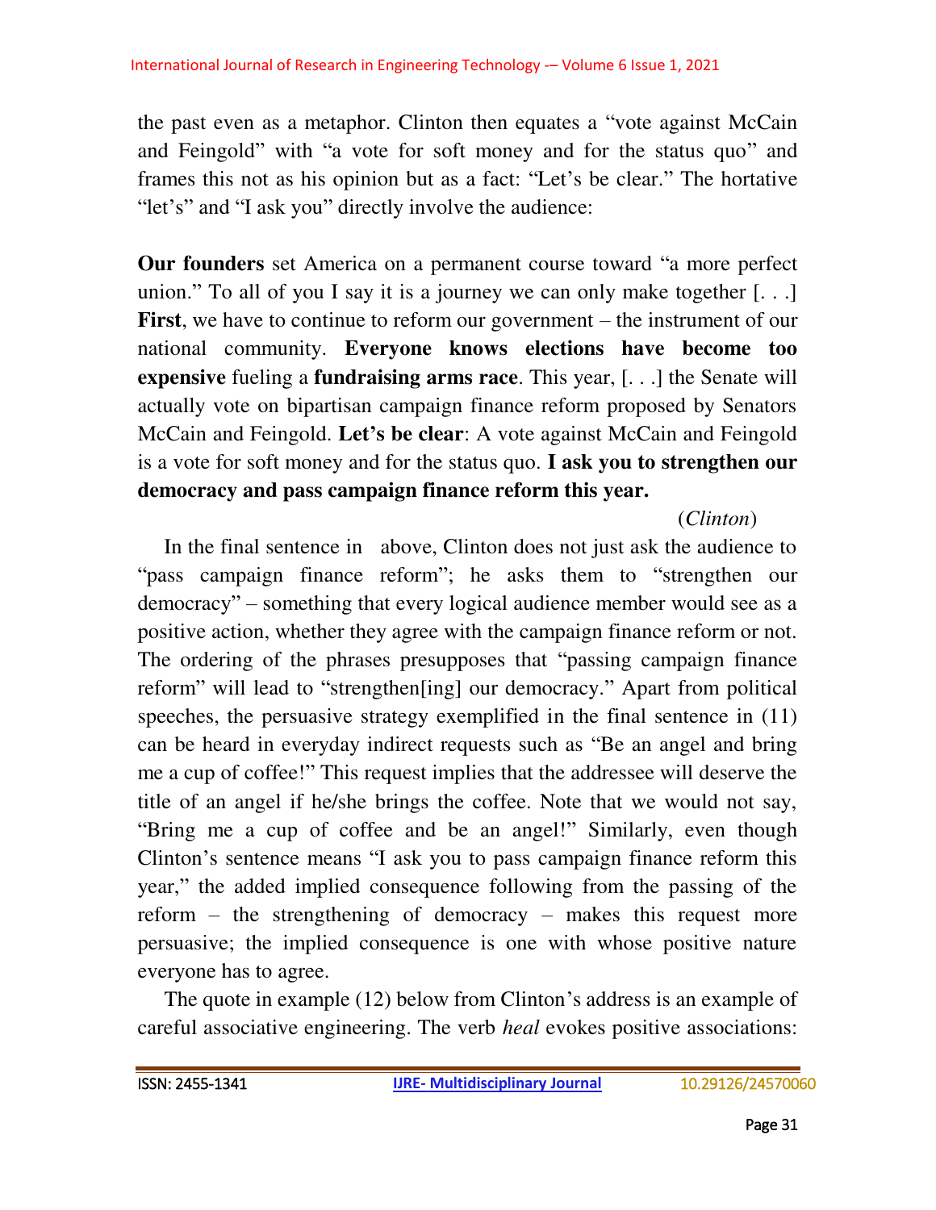the past even as a metaphor. Clinton then equates a "vote against McCain and Feingold" with "a vote for soft money and for the status quo" and frames this not as his opinion but as a fact: "Let's be clear." The hortative "let's" and "I ask you" directly involve the audience:

**Our founders** set America on a permanent course toward "a more perfect union." To all of you I say it is a journey we can only make together [. . .] **First**, we have to continue to reform our government – the instrument of our national community. **Everyone knows elections have become too expensive** fueling a **fundraising arms race**. This year, [. . .] the Senate will actually vote on bipartisan campaign finance reform proposed by Senators McCain and Feingold. **Let's be clear**: A vote against McCain and Feingold is a vote for soft money and for the status quo. **I ask you to strengthen our democracy and pass campaign finance reform this year.**

(*Clinton*)

In the final sentence in above, Clinton does not just ask the audience to "pass campaign finance reform"; he asks them to "strengthen our democracy" – something that every logical audience member would see as a positive action, whether they agree with the campaign finance reform or not. The ordering of the phrases presupposes that "passing campaign finance reform" will lead to "strengthen[ing] our democracy." Apart from political speeches, the persuasive strategy exemplified in the final sentence in (11) can be heard in everyday indirect requests such as "Be an angel and bring me a cup of coffee!" This request implies that the addressee will deserve the title of an angel if he/she brings the coffee. Note that we would not say, "Bring me a cup of coffee and be an angel!" Similarly, even though Clinton's sentence means "I ask you to pass campaign finance reform this year," the added implied consequence following from the passing of the reform – the strengthening of democracy – makes this request more persuasive; the implied consequence is one with whose positive nature everyone has to agree.

The quote in example (12) below from Clinton's address is an example of careful associative engineering. The verb *heal* evokes positive associations: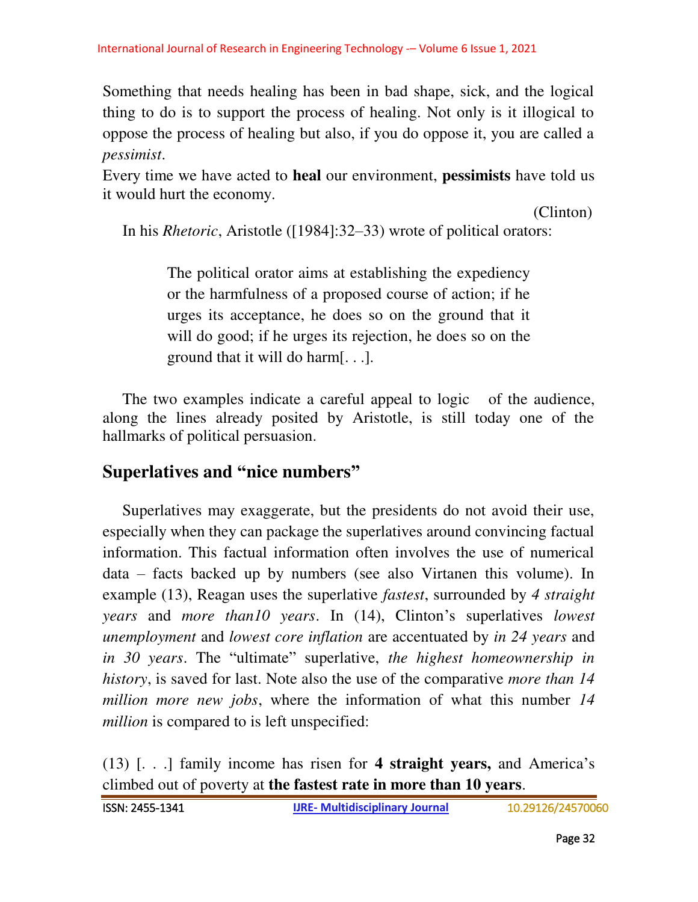Something that needs healing has been in bad shape, sick, and the logical thing to do is to support the process of healing. Not only is it illogical to oppose the process of healing but also, if you do oppose it, you are called a *pessimist*.

Every time we have acted to **heal** our environment, **pessimists** have told us it would hurt the economy.

(Clinton)

In his *Rhetoric*, Aristotle ([1984]:32–33) wrote of political orators:

> The political orator aims at establishing the expediency or the harmfulness of a proposed course of action; if he urges its acceptance, he does so on the ground that it will do good; if he urges its rejection, he does so on the ground that it will do harm[. . .].

The two examples indicate a careful appeal to logic of the audience, along the lines already posited by Aristotle, is still today one of the hallmarks of political persuasion.

## Superlatives and "nice numbers"

Superlatives may exaggerate, but the presidents do not avoid their use, especially when they can package the superlatives around convincing factual information. This factual information often involves the use of numerical data – facts backed up by numbers (see also Virtanen this volume). In example (13), Reagan uses the superlative *fastest*, surrounded by *4 straight years* and *more than10 years*. In (14), Clinton's superlatives *lowest unemployment* and *lowest core inflation* are accentuated by *in 24 years* and *in 30 years*. The "ultimate" superlative, *the highest homeownership in history*, is saved for last. Note also the use of the comparative *more than 14 million more new jobs*, where the information of what this number *14 million* is compared to is left unspecified:

(13) [. . .] family income has risen for **4 straight years,** and America's climbed out of poverty at **the fastest rate in more than 10 years**.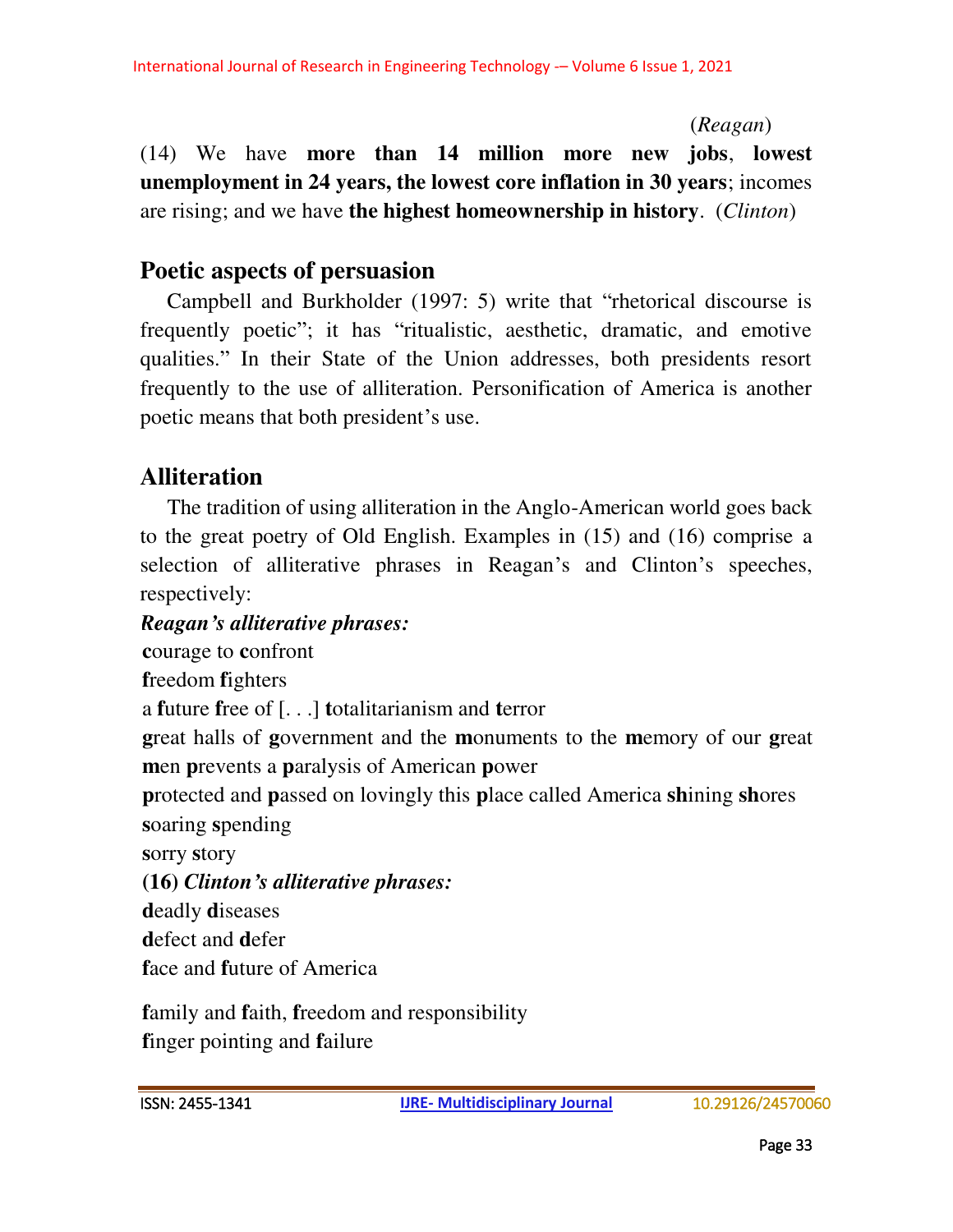(*Reagan*)

(14) We have **more than 14 million more new jobs**, **lowest unemployment in 24 years, the lowest core inflation in 30 years**; incomes are rising; and we have **the highest homeownership in history**. (*Clinton*)

## Poetic aspects of persuasion

Campbell and Burkholder (1997: 5) write that "rhetorical discourse is frequently poetic"; it has "ritualistic, aesthetic, dramatic, and emotive qualities." In their State of the Union addresses, both presidents resort frequently to the use of alliteration. Personification of America is another poetic means that both president's use.

## Alliteration

The tradition of using alliteration in the Anglo-American world goes back to the great poetry of Old English. Examples in (15) and (16) comprise a selection of alliterative phrases in Reagan's and Clinton's speeches, respectively:

***Reagan's alliterative phrases:***

**c**ourage to **c**onfront

**f**reedom **f**ighters

a **f**uture **f**ree of [. . .] **t**otalitarianism and **t**error

**g**reat halls of **g**overnment and the **m**onuments to the **m**emory of our **g**reat **m**en **p**revents a **p**aralysis of American **p**ower

**p**rotected and **p**assed on lovingly this **p**lace called America **sh**ining **sh**ores

**s**oaring **s**pending

**s**orry **s**tory

**(16)** ***Clinton's alliterative phrases:***

**d**eadly **d**iseases

**d**efect and **d**efer

**f**ace and **f**uture of America

**f**amily and **f**aith, **f**reedom and responsibility

**f**inger pointing and **f**ailure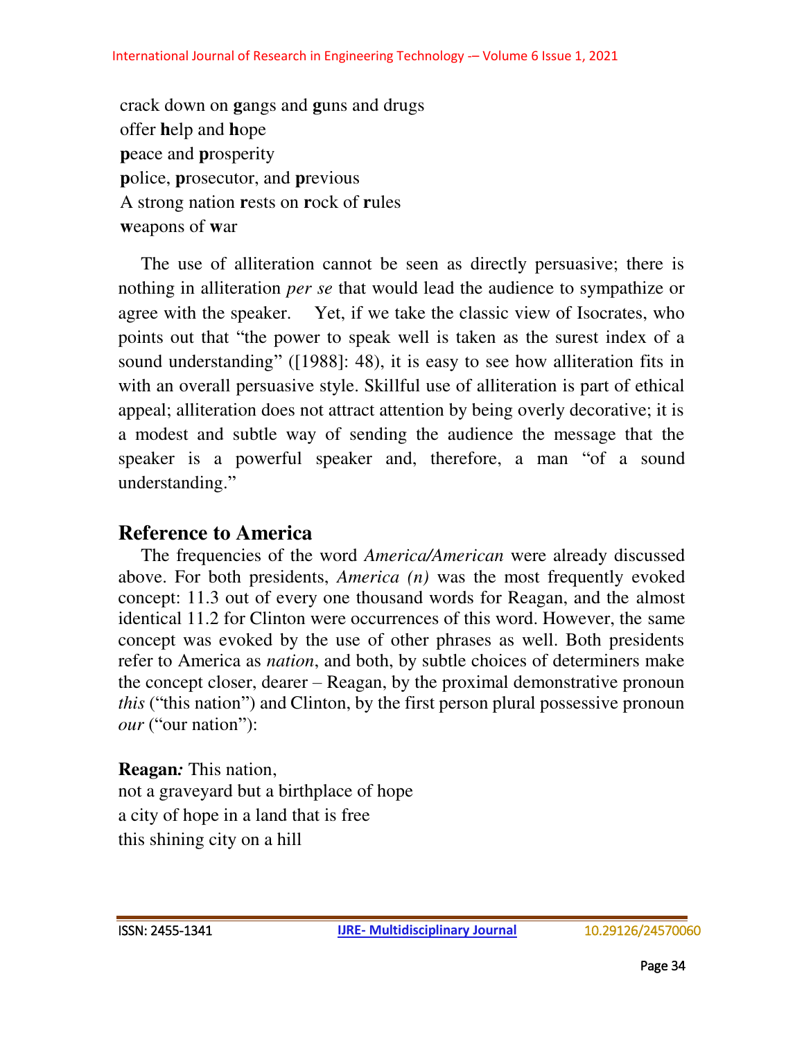crack down on **g**angs and **g**uns and drugs  
offer **h**elp and **h**ope  
**p**eace and **p**rosperity  
**p**olice, **p**rosecutor, and **p**revious  
A strong nation **r**ests on **r**ock of **r**ules  
**w**eapons of **w**ar

The use of alliteration cannot be seen as directly persuasive; there is nothing in alliteration *per se* that would lead the audience to sympathize or agree with the speaker. Yet, if we take the classic view of Isocrates, who points out that "the power to speak well is taken as the surest index of a sound understanding" ([1988]: 48), it is easy to see how alliteration fits in with an overall persuasive style. Skillful use of alliteration is part of ethical appeal; alliteration does not attract attention by being overly decorative; it is a modest and subtle way of sending the audience the message that the speaker is a powerful speaker and, therefore, a man "of a sound understanding."

## Reference to America

The frequencies of the word *America/American* were already discussed above. For both presidents, *America (n)* was the most frequently evoked concept: 11.3 out of every one thousand words for Reagan, and the almost identical 11.2 for Clinton were occurrences of this word. However, the same concept was evoked by the use of other phrases as well. Both presidents refer to America as *nation*, and both, by subtle choices of determiners make the concept closer, dearer – Reagan, by the proximal demonstrative pronoun *this* ("this nation") and Clinton, by the first person plural possessive pronoun *our* ("our nation"):

**Reagan*:*** This nation,  
not a graveyard but a birthplace of hope  
a city of hope in a land that is free  
this shining city on a hill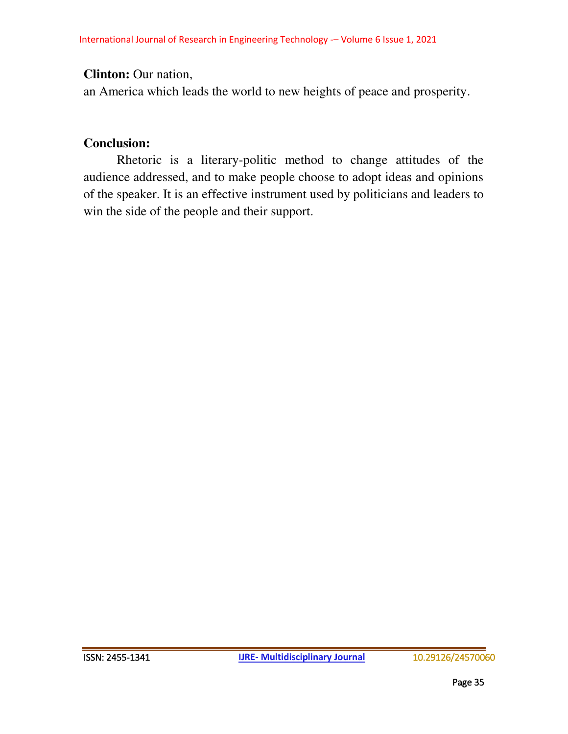**Clinton:** Our nation,
an America which leads the world to new heights of peace and prosperity.

**Conclusion:**

Rhetoric is a literary-politic method to change attitudes of the audience addressed, and to make people choose to adopt ideas and opinions of the speaker. It is an effective instrument used by politicians and leaders to win the side of the people and their support.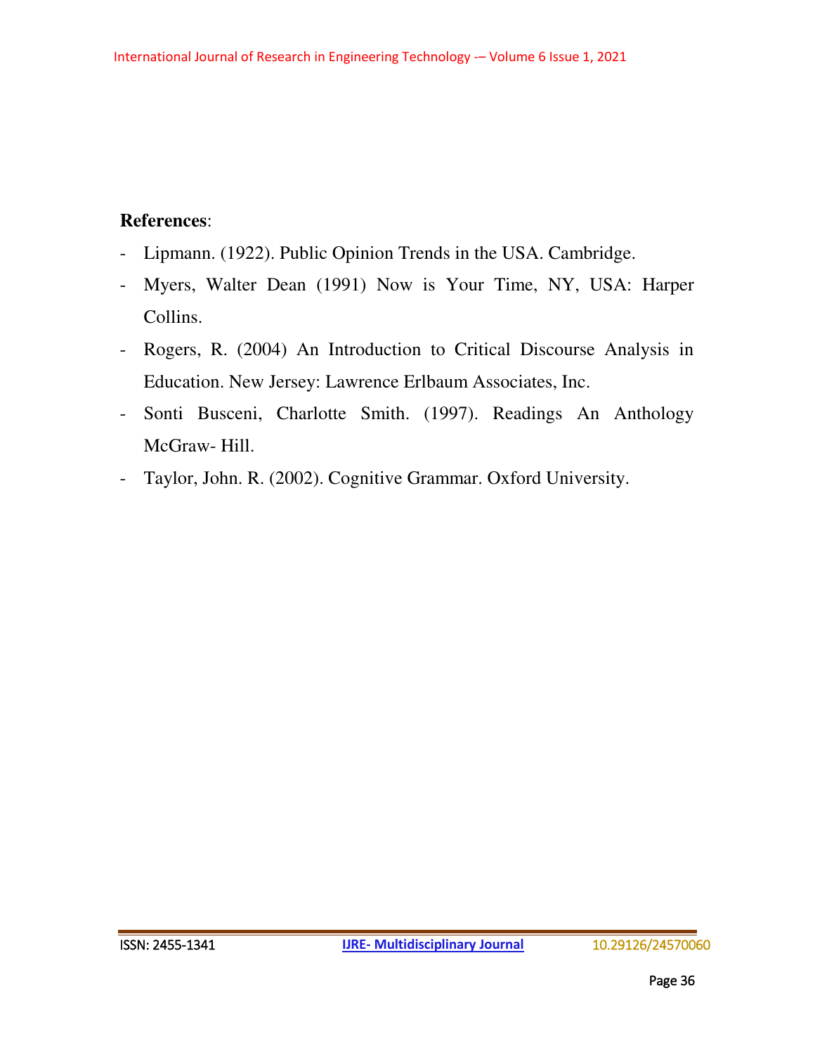**References**:

- Lipmann. (1922). Public Opinion Trends in the USA. Cambridge.
- Myers, Walter Dean (1991) Now is Your Time, NY, USA: Harper Collins.
- Rogers, R. (2004) An Introduction to Critical Discourse Analysis in Education. New Jersey: Lawrence Erlbaum Associates, Inc.
- Sonti Busceni, Charlotte Smith. (1997). Readings An Anthology McGraw- Hill.
- Taylor, John. R. (2002). Cognitive Grammar. Oxford University.